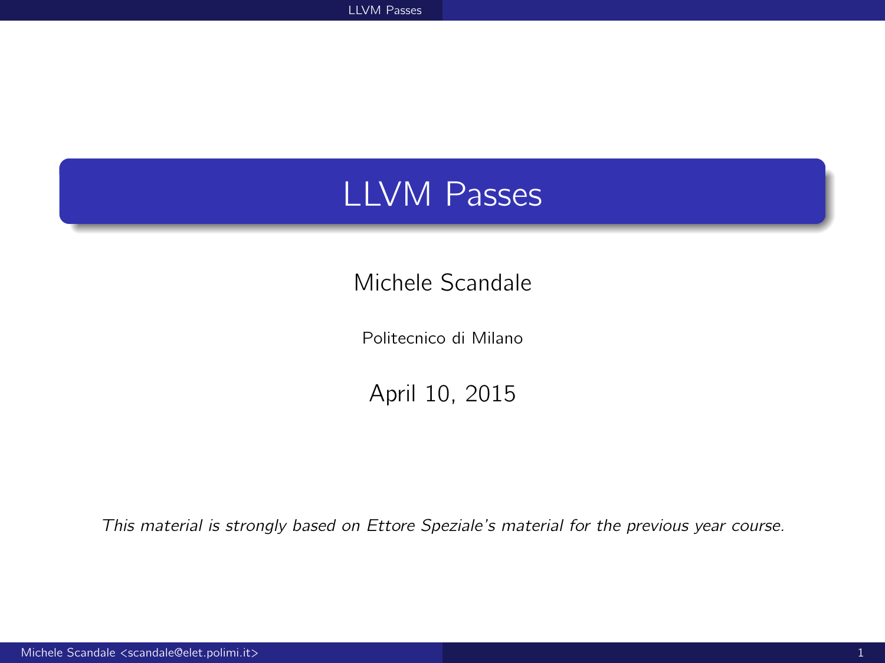# LLVM Passes

Michele Scandale

Politecnico di Milano

April 10, 2015

*This material is strongly based on Ettore Speziale's material for the previous year course.*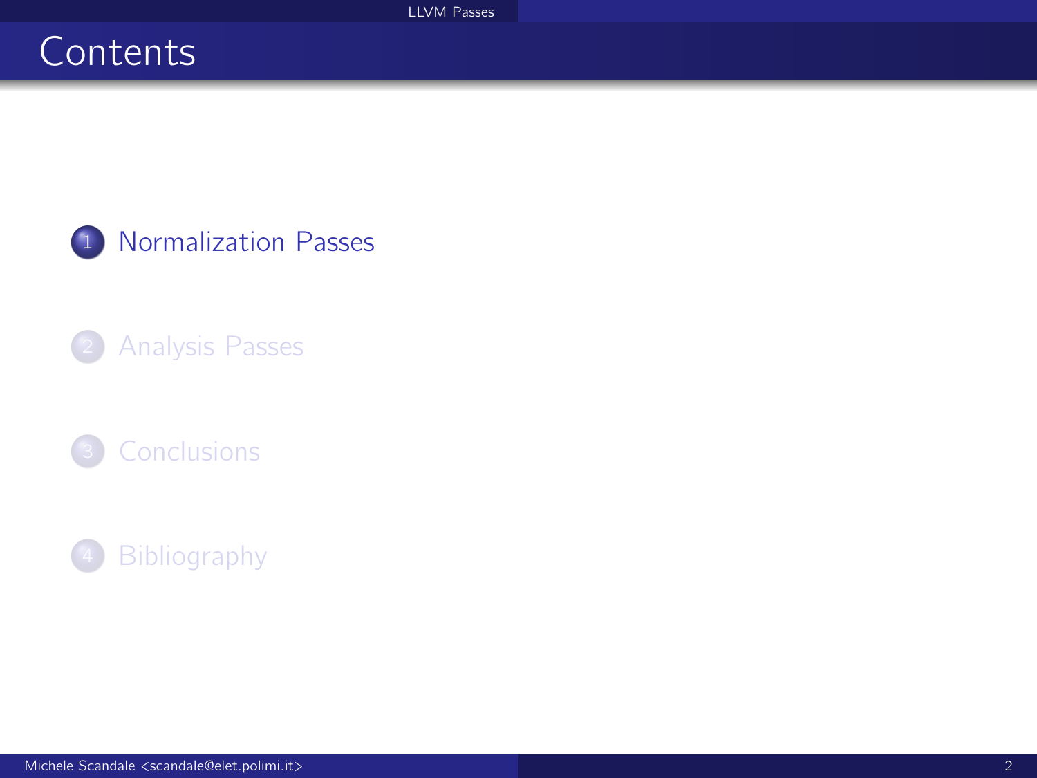# Contents

1. Normalization Passes
2. Analysis Passes
3. Conclusions
4. Bibliography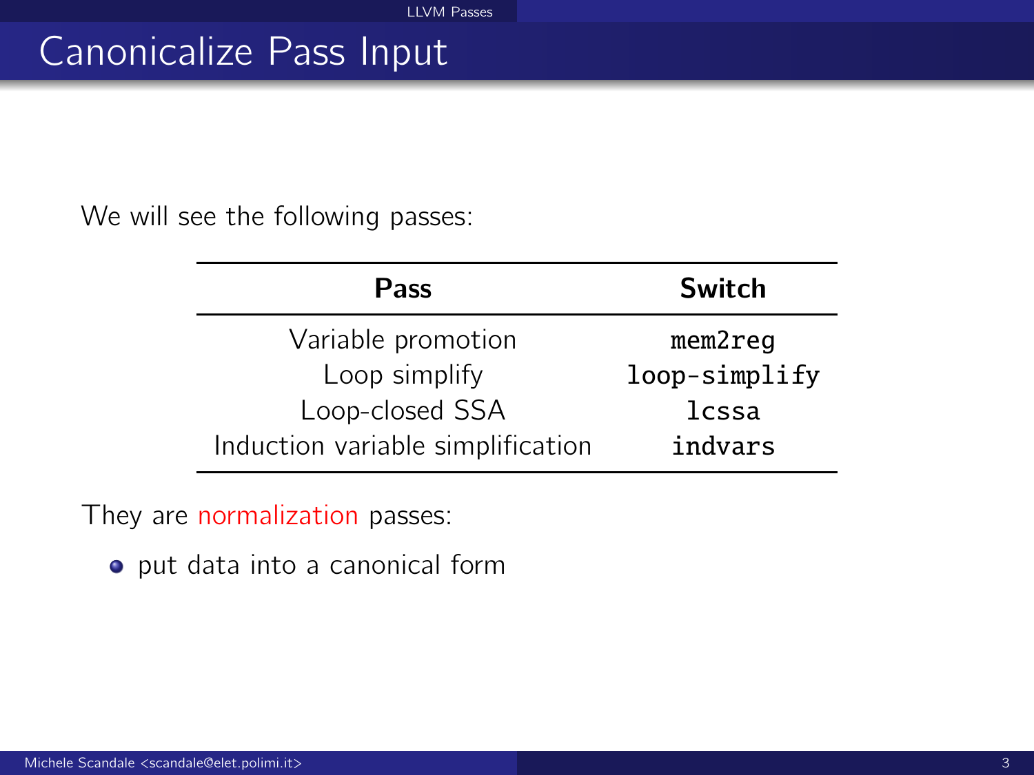# Canonicalize Pass Input

We will see the following passes:

| Pass | Switch |
|---|---|
| Variable promotion | `mem2reg` |
| Loop simplify | `loop-simplify` |
| Loop-closed SSA | `lcssa` |
| Induction variable simplification | `indvars` |

They are normalization passes:

- put data into a canonical form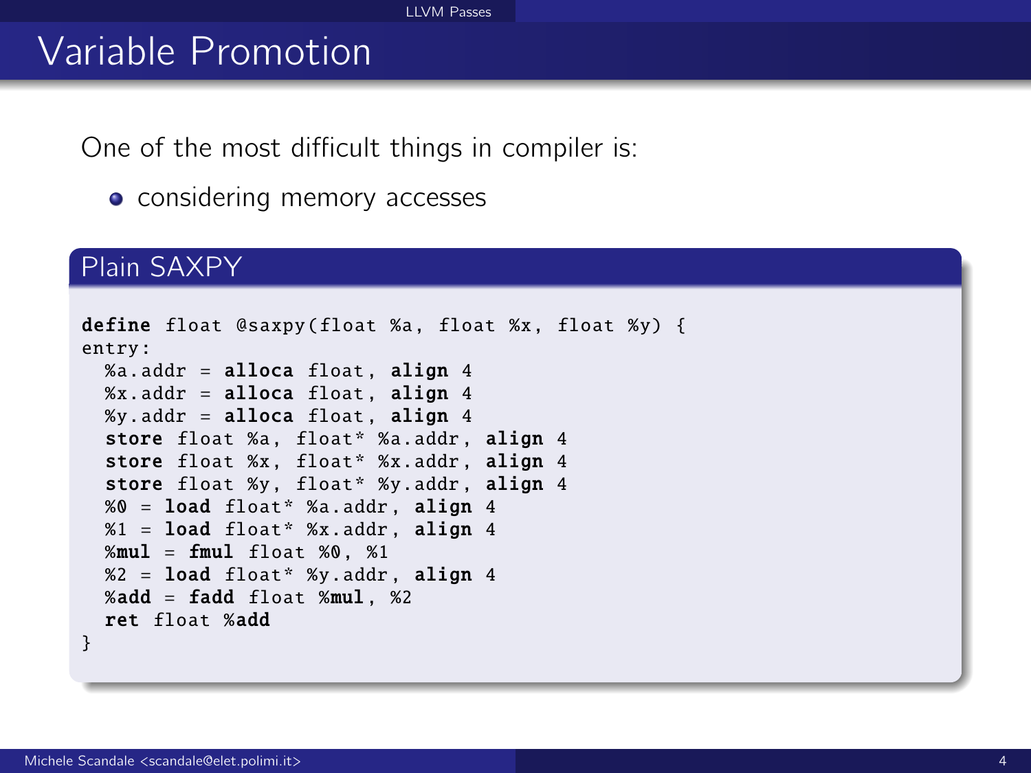# Variable Promotion

One of the most difficult things in compiler is:

- considering memory accesses

## Plain SAXPY

```
define float @saxpy(float %a, float %x, float %y) {
entry:
  %a.addr = alloca float, align 4
  %x.addr = alloca float, align 4
  %y.addr = alloca float, align 4
  store float %a, float* %a.addr, align 4
  store float %x, float* %x.addr, align 4
  store float %y, float* %y.addr, align 4
  %0 = load float* %a.addr, align 4
  %1 = load float* %x.addr, align 4
  %mul = fmul float %0, %1
  %2 = load float* %y.addr, align 4
  %add = fadd float %mul, %2
  ret float %add
}
```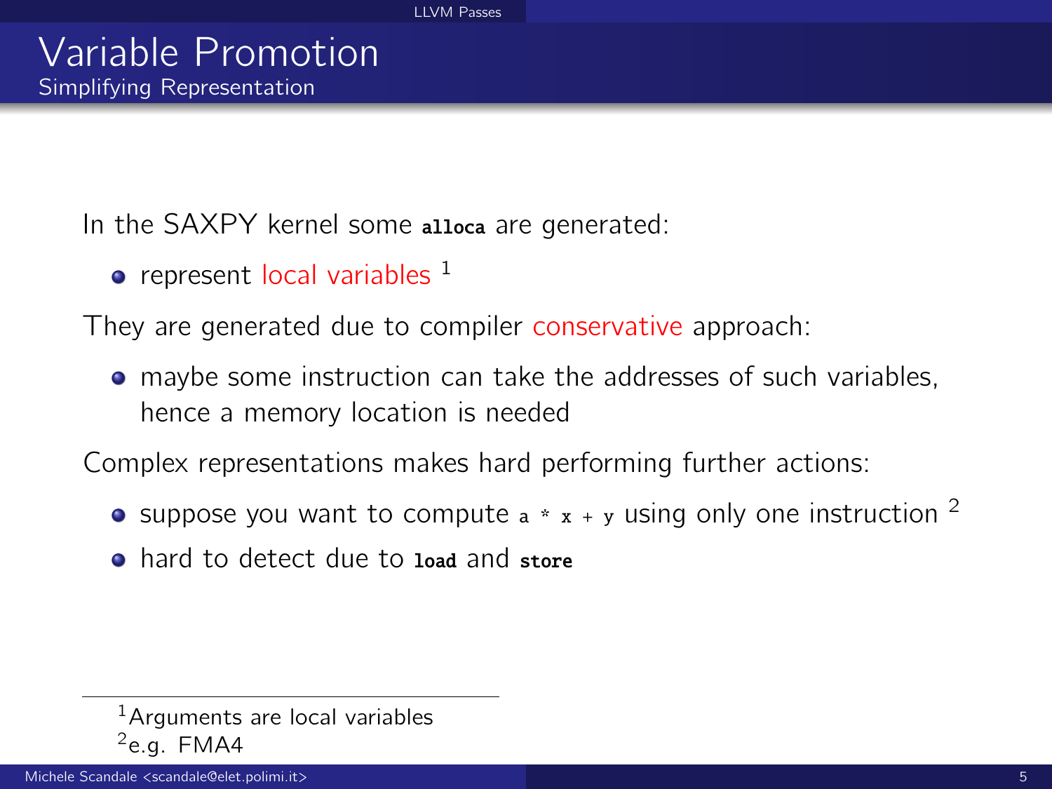# Variable Promotion

## Simplifying Representation

In the SAXPY kernel some `alloca` are generated:

- represent local variables [1]

They are generated due to compiler conservative approach:

- maybe some instruction can take the addresses of such variables, hence a memory location is needed

Complex representations makes hard performing further actions:

- suppose you want to compute `a * x + y` using only one instruction [2]
- hard to detect due to `load` and `store`

---

[1] Arguments are local variables

[2] e.g. FMA4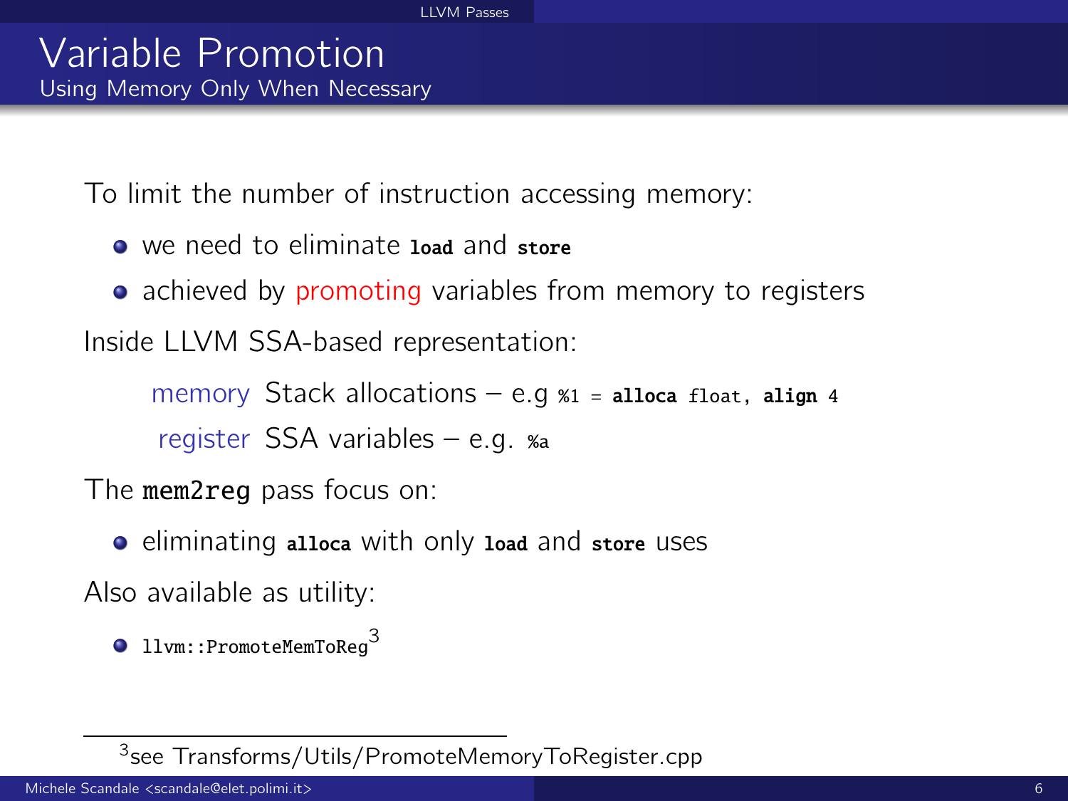# Variable Promotion

## Using Memory Only When Necessary

To limit the number of instruction accessing memory:

- we need to eliminate `load` and `store`
- achieved by promoting variables from memory to registers

Inside LLVM SSA-based representation:

- **memory** Stack allocations – e.g `%1 = alloca float, align 4`
- **register** SSA variables – e.g. `%a`

The `mem2reg` pass focus on:

- eliminating `alloca` with only `load` and `store` uses

Also available as utility:

- `llvm::PromoteMemToReg`[3]

[3] see Transforms/Utils/PromoteMemoryToRegister.cpp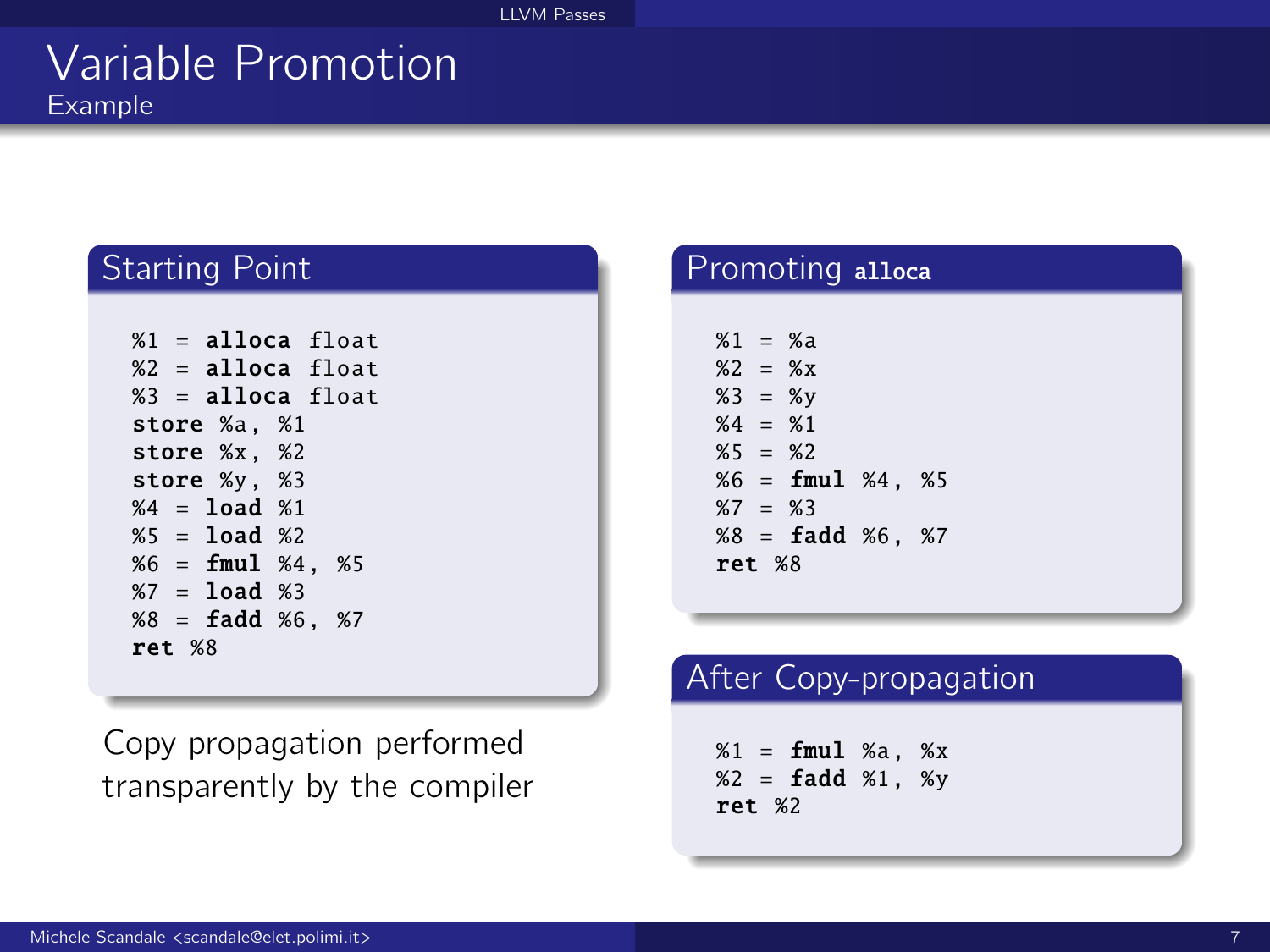# Variable Promotion

## Example

### Starting Point

```
%1 = alloca float
%2 = alloca float
%3 = alloca float
store %a, %1
store %x, %2
store %y, %3
%4 = load %1
%5 = load %2
%6 = fmul %4, %5
%7 = load %3
%8 = fadd %6, %7
ret %8
```

Copy propagation performed transparently by the compiler

### Promoting alloca

```
%1 = %a
%2 = %x
%3 = %y
%4 = %1
%5 = %2
%6 = fmul %4, %5
%7 = %3
%8 = fadd %6, %7
ret %8
```

### After Copy-propagation

```
%1 = fmul %a, %x
%2 = fadd %1, %y
ret %2
```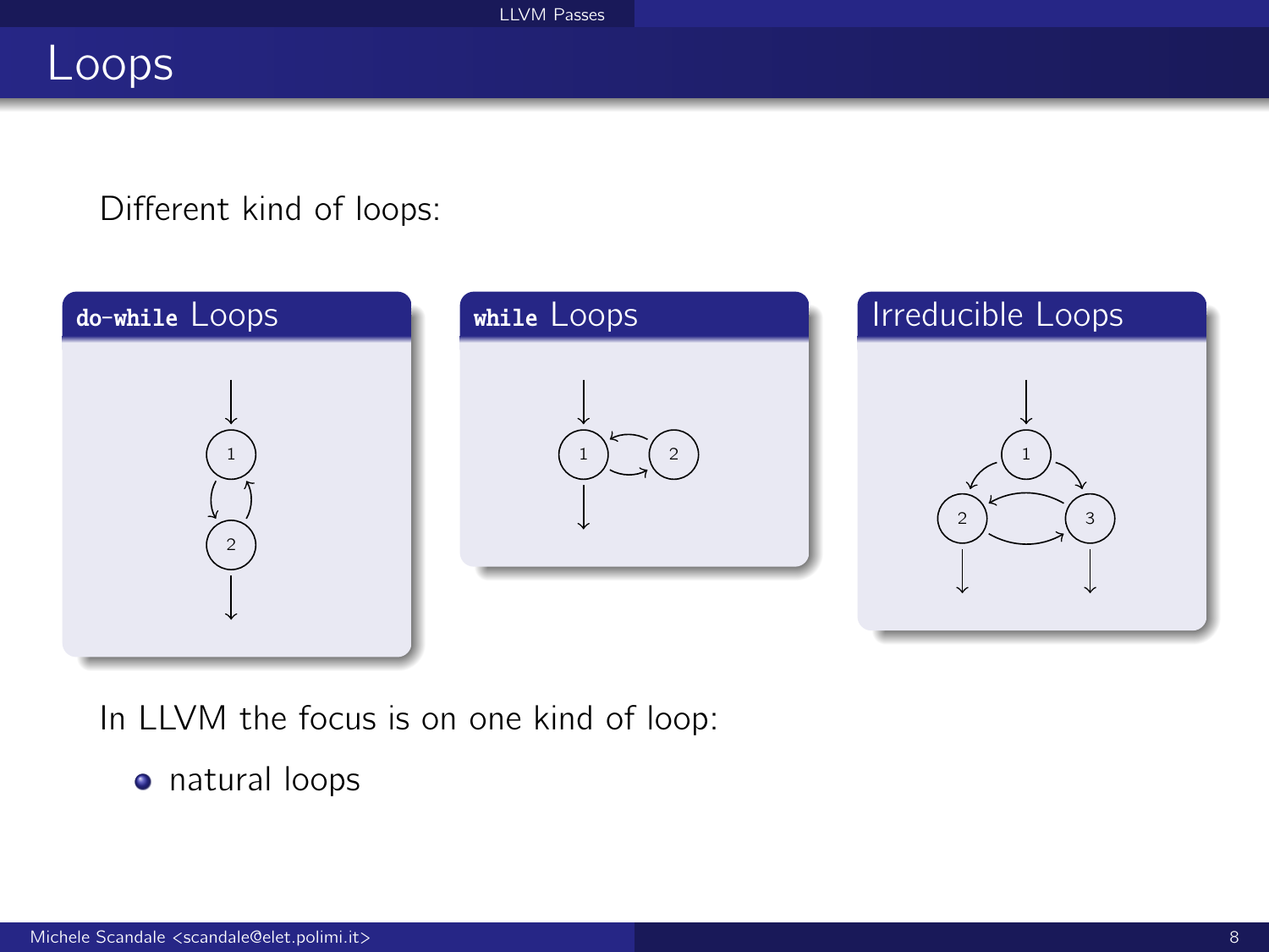# Loops

Different kind of loops:

**`do-while` Loops**

1
2

**`while` Loops**

1
2

**Irreducible Loops**

1
2
3

In LLVM the focus is on one kind of loop:

- natural loops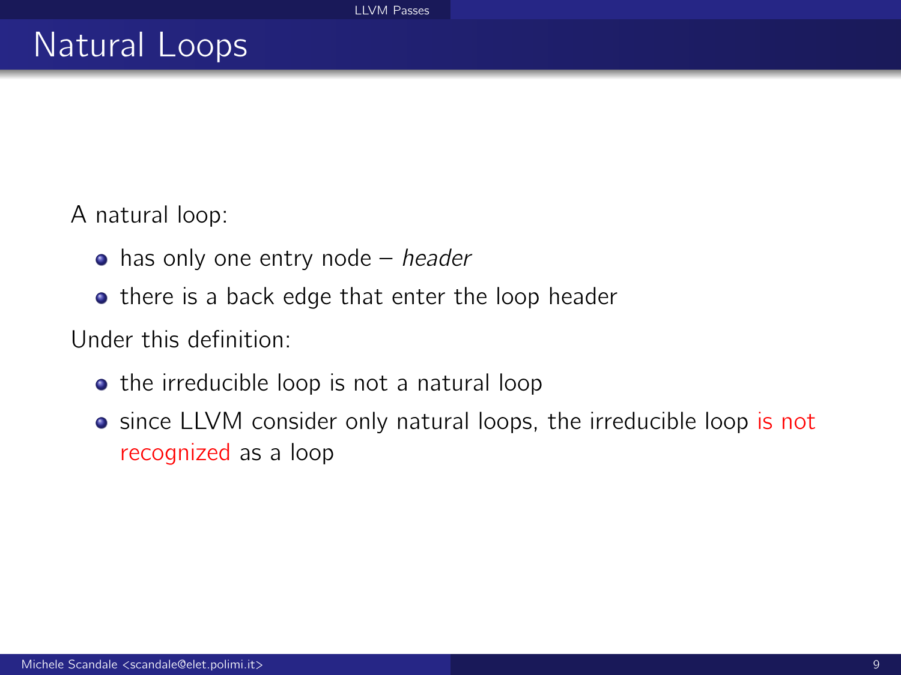# Natural Loops

A natural loop:

- has only one entry node – *header*
- there is a back edge that enter the loop header

Under this definition:

- the irreducible loop is not a natural loop
- since LLVM consider only natural loops, the irreducible loop is not recognized as a loop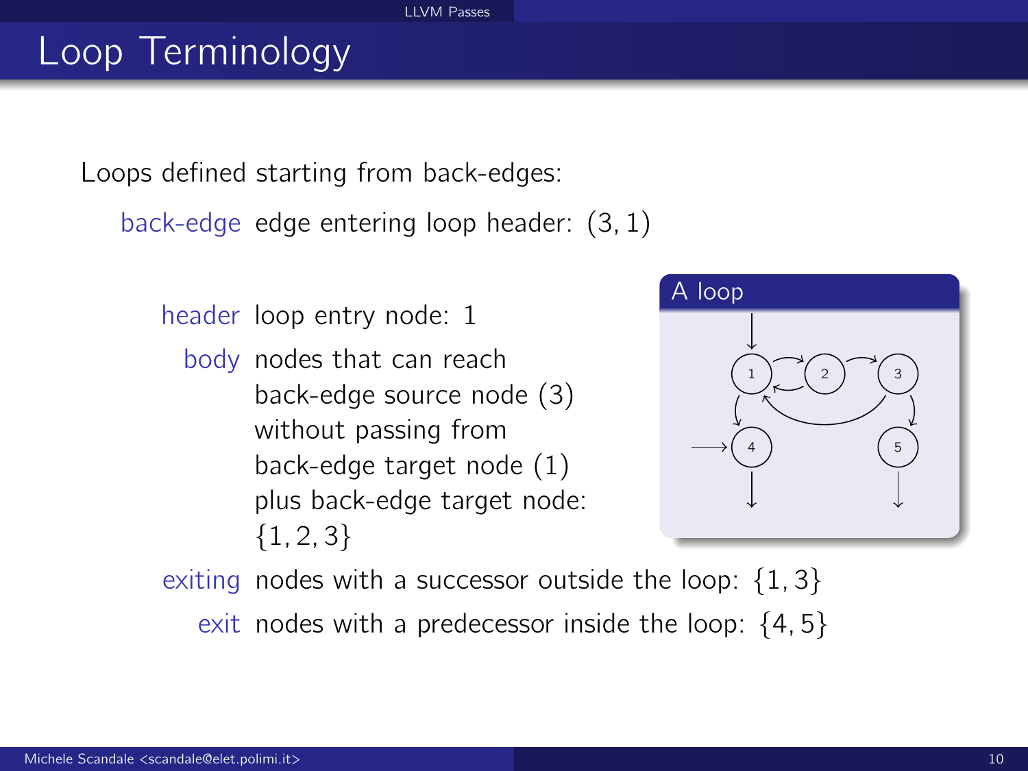# Loop Terminology

Loops defined starting from back-edges:

**back-edge** edge entering loop header: $(3, 1)$

**header** loop entry node: 1

**body** nodes that can reach back-edge source node (3) without passing from back-edge target node (1) plus back-edge target node: $\{1, 2, 3\}$

**A loop**

**exiting** nodes with a successor outside the loop: $\{1, 3\}$

**exit** nodes with a predecessor inside the loop: $\{4, 5\}$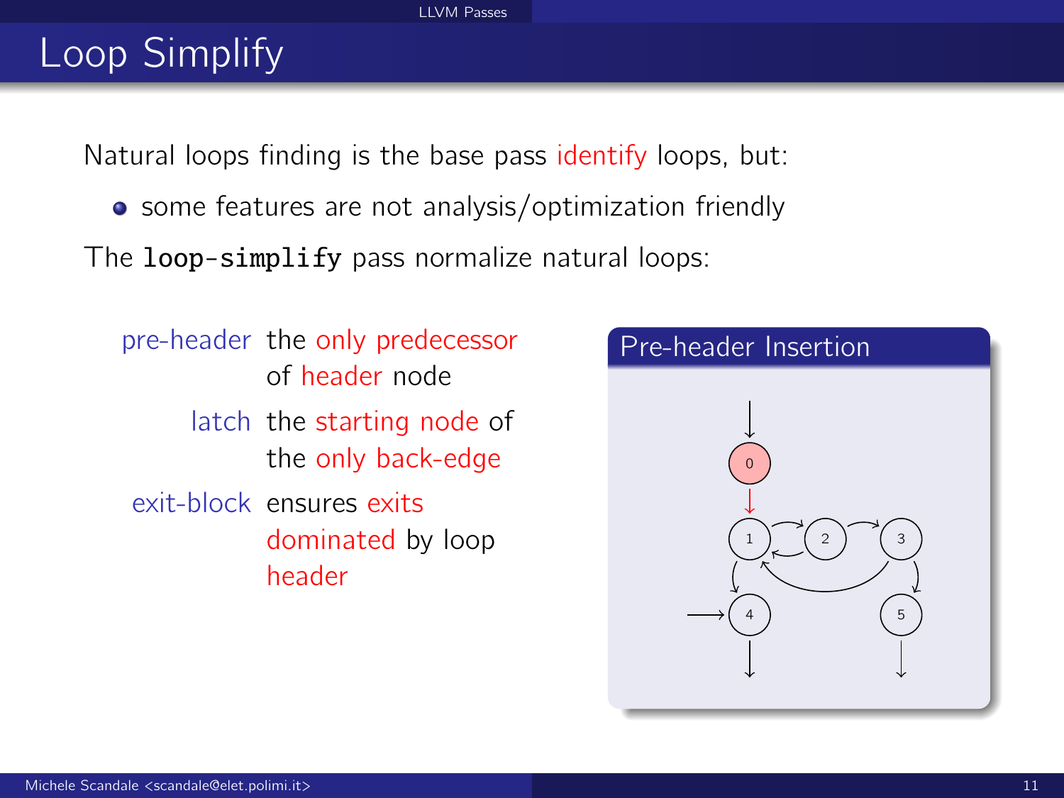# Loop Simplify

Natural loops finding is the base pass identify loops, but:

- some features are not analysis/optimization friendly

The **`loop-simplify`** pass normalize natural loops:

- **pre-header**: the only predecessor of header node
- **latch**: the starting node of the only back-edge
- **exit-block**: ensures exits dominated by loop header

### Pre-header Insertion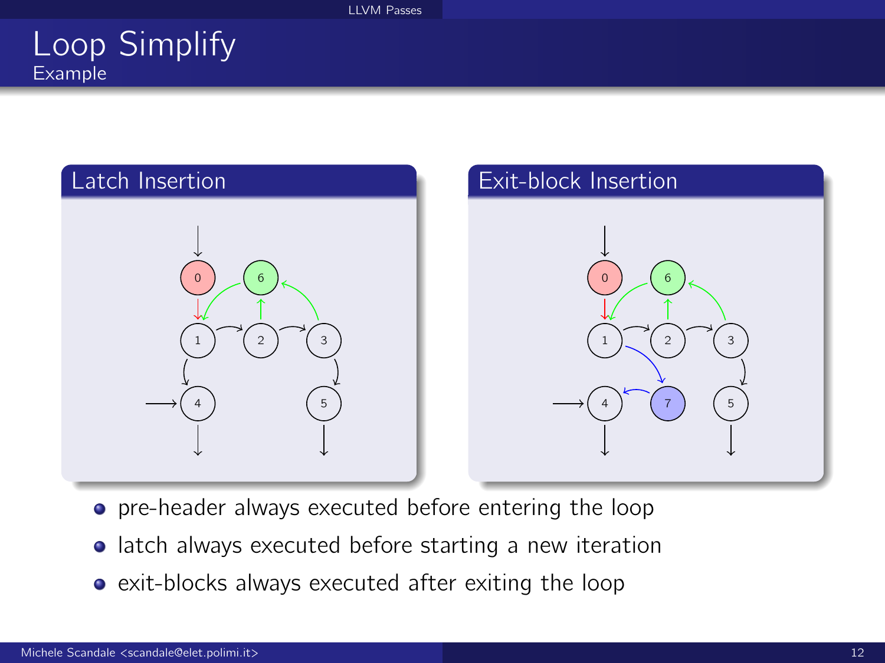# Loop Simplify

## Example

### Latch Insertion

### Exit-block Insertion

- pre-header always executed before entering the loop
- latch always executed before starting a new iteration
- exit-blocks always executed after exiting the loop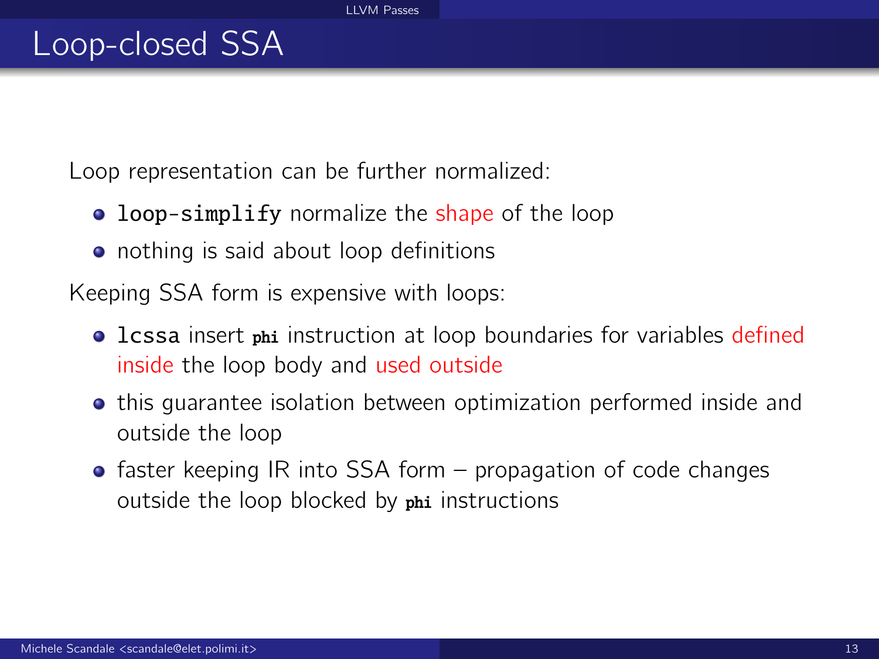# Loop-closed SSA

Loop representation can be further normalized:

- `loop-simplify` normalize the shape of the loop
- nothing is said about loop definitions

Keeping SSA form is expensive with loops:

- `lcssa` insert **`phi`** instruction at loop boundaries for variables defined inside the loop body and used outside
- this guarantee isolation between optimization performed inside and outside the loop
- faster keeping IR into SSA form – propagation of code changes outside the loop blocked by **`phi`** instructions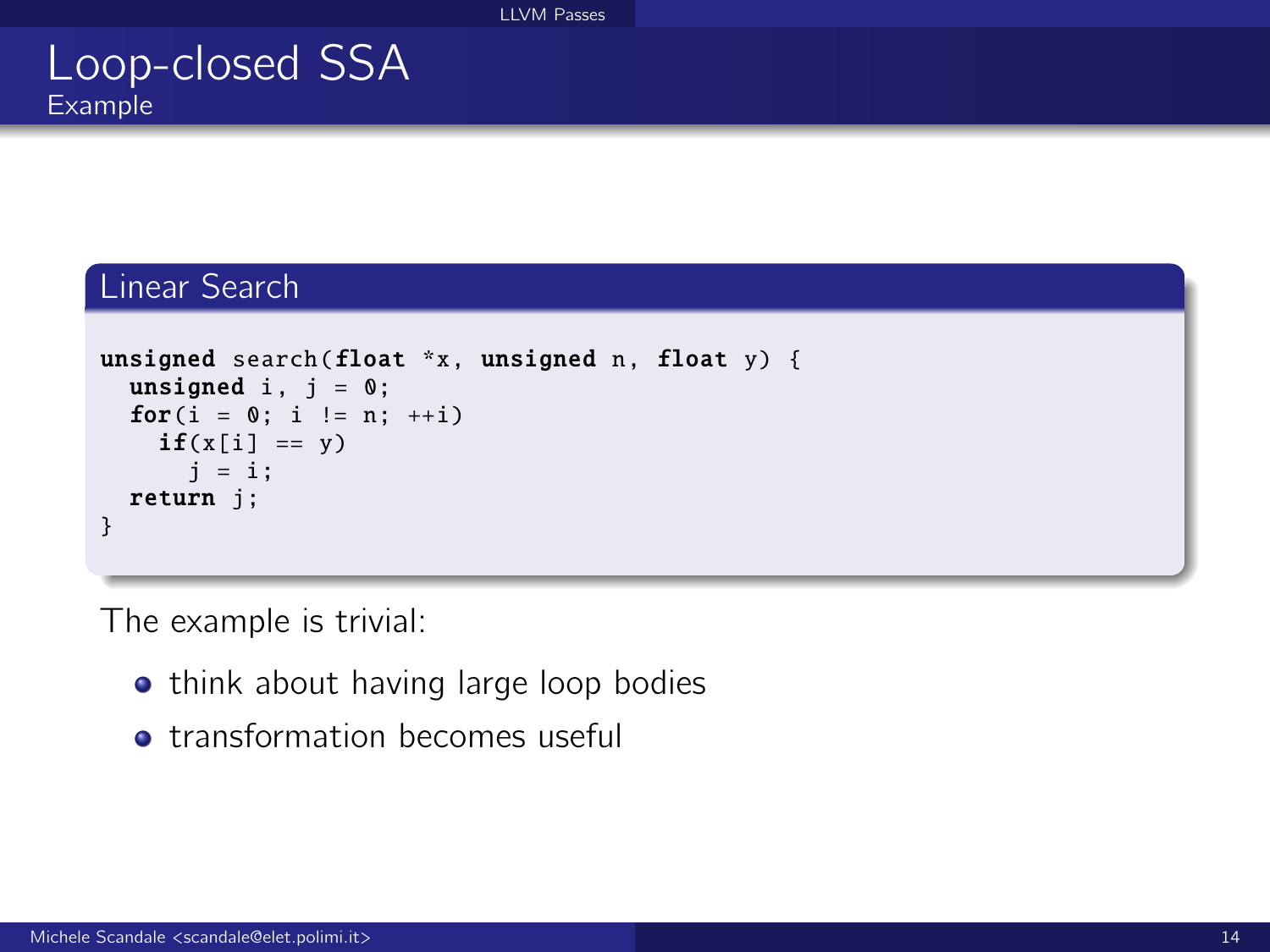# Loop-closed SSA

## Example

### Linear Search

```
unsigned search(float *x, unsigned n, float y) {
  unsigned i, j = 0;
  for(i = 0; i != n; ++i)
    if(x[i] == y)
      j = i;
  return j;
}
```

The example is trivial:

- think about having large loop bodies
- transformation becomes useful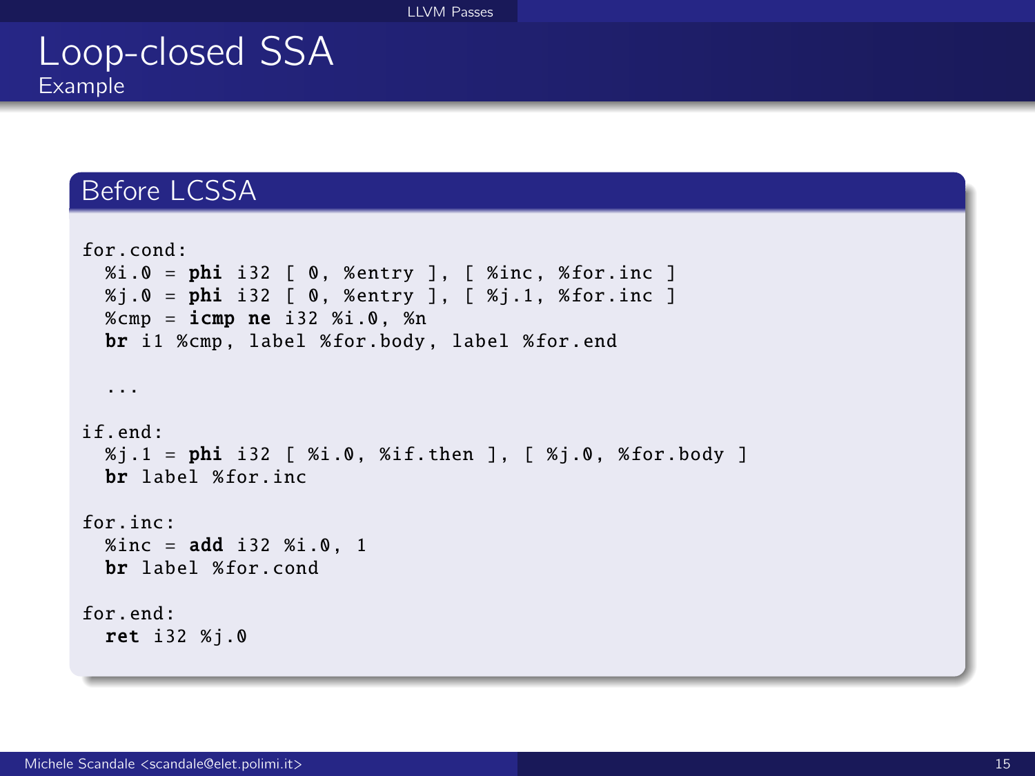# Loop-closed SSA

## Example

### Before LCSSA

```
for.cond:
  %i.0 = phi i32 [ 0, %entry ], [ %inc, %for.inc ]
  %j.0 = phi i32 [ 0, %entry ], [ %j.1, %for.inc ]
  %cmp = icmp ne i32 %i.0, %n
  br i1 %cmp, label %for.body, label %for.end

  ...

if.end:
  %j.1 = phi i32 [ %i.0, %if.then ], [ %j.0, %for.body ]
  br label %for.inc

for.inc:
  %inc = add i32 %i.0, 1
  br label %for.cond

for.end:
  ret i32 %j.0
```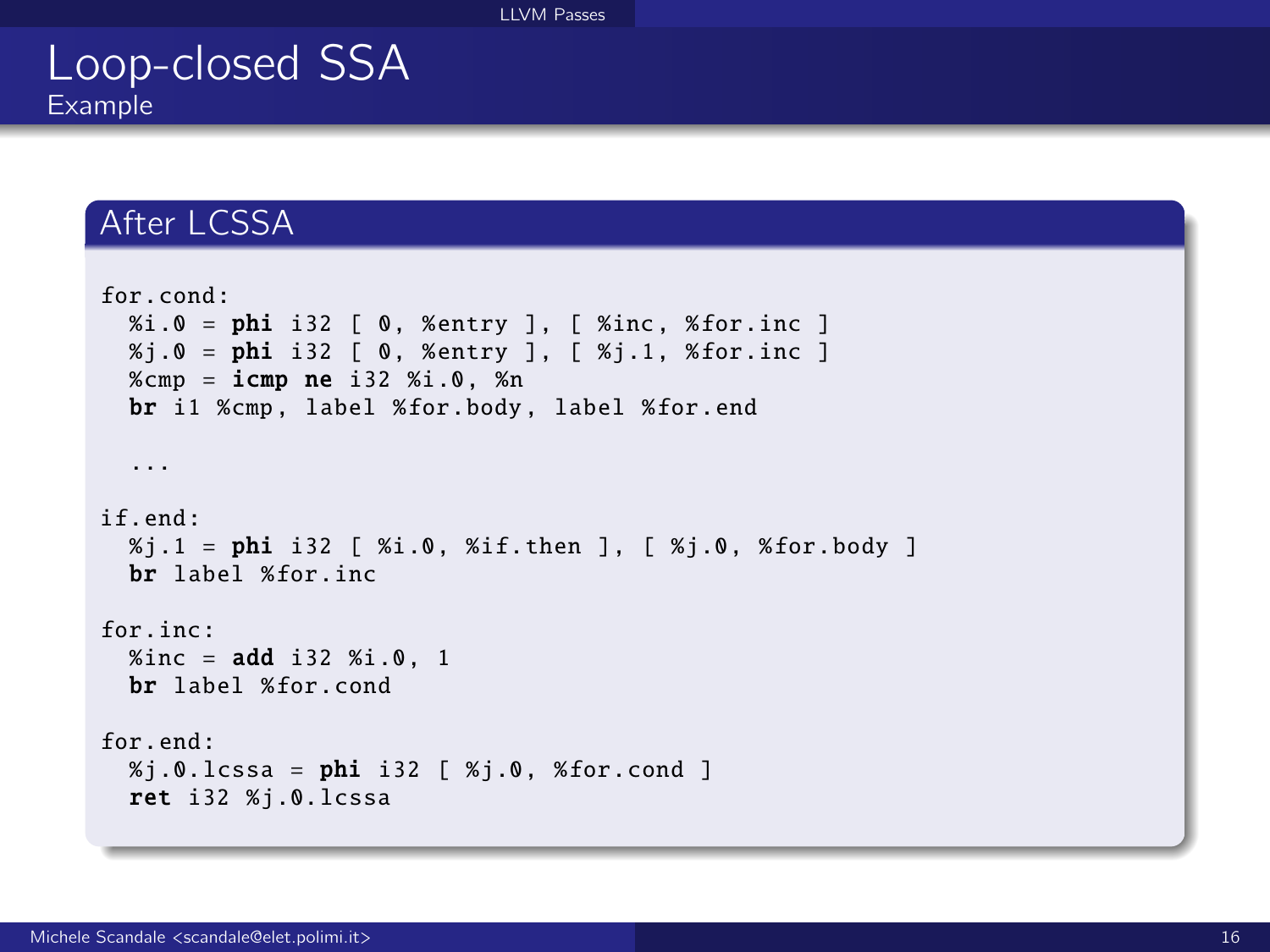# Loop-closed SSA

## Example

### After LCSSA

```
for.cond:
  %i.0 = phi i32 [ 0, %entry ], [ %inc, %for.inc ]
  %j.0 = phi i32 [ 0, %entry ], [ %j.1, %for.inc ]
  %cmp = icmp ne i32 %i.0, %n
  br i1 %cmp, label %for.body, label %for.end

  ...

if.end:
  %j.1 = phi i32 [ %i.0, %if.then ], [ %j.0, %for.body ]
  br label %for.inc

for.inc:
  %inc = add i32 %i.0, 1
  br label %for.cond

for.end:
  %j.0.lcssa = phi i32 [ %j.0, %for.cond ]
  ret i32 %j.0.lcssa
```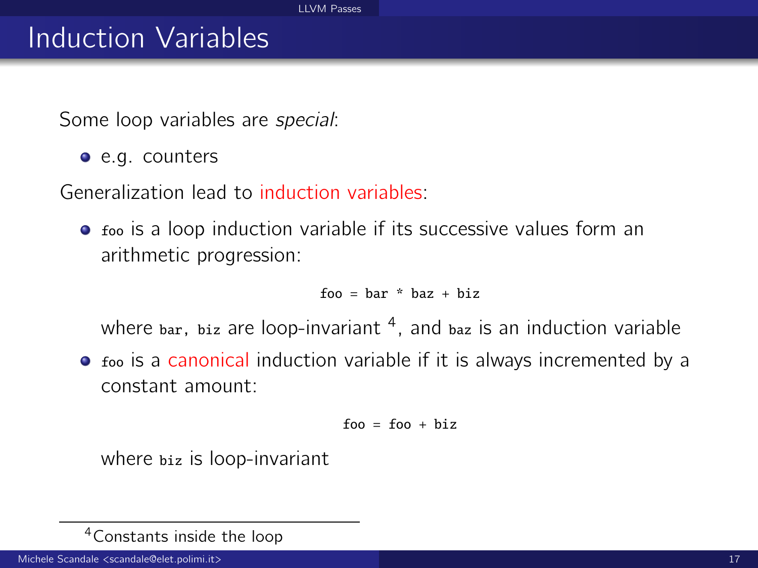# Induction Variables

Some loop variables are *special*:

- e.g. counters

Generalization lead to induction variables:

- `foo` is a loop induction variable if its successive values form an arithmetic progression:

  ```
  foo = bar * baz + biz
  ```

  where `bar`, `biz` are loop-invariant [4], and `baz` is an induction variable

- `foo` is a canonical induction variable if it is always incremented by a constant amount:

  ```
  foo = foo + biz
  ```

  where `biz` is loop-invariant

---

[4] Constants inside the loop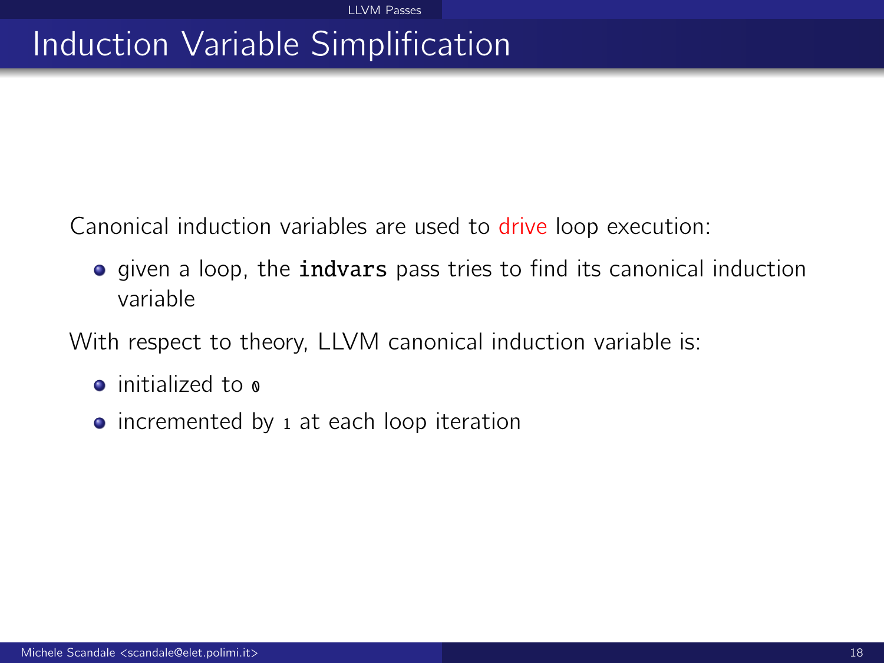# Induction Variable Simplification

Canonical induction variables are used to drive loop execution:

- given a loop, the **`indvars`** pass tries to find its canonical induction variable

With respect to theory, LLVM canonical induction variable is:

- initialized to `0`
- incremented by `1` at each loop iteration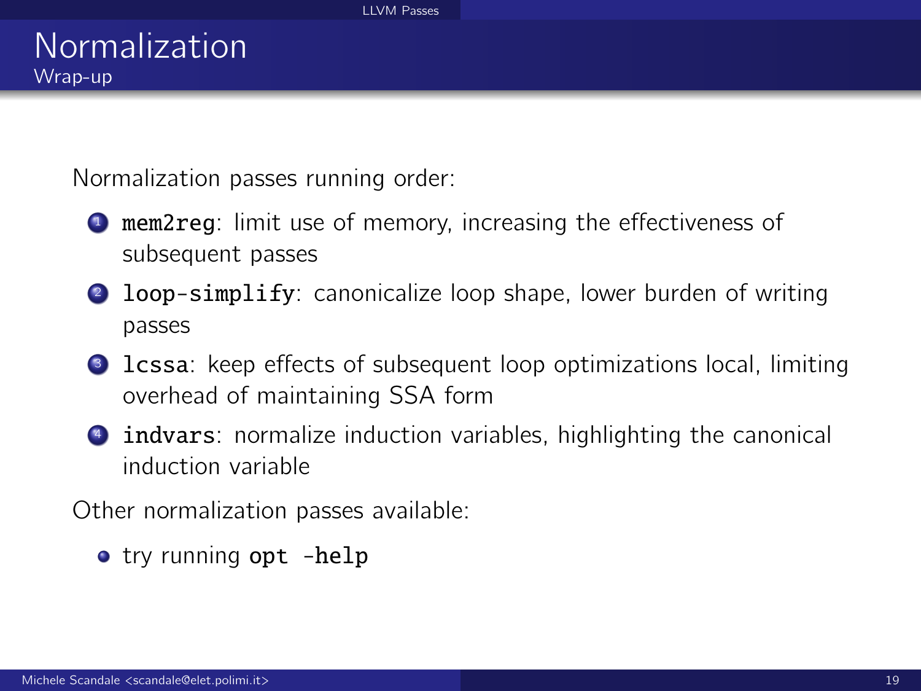# Normalization

## Wrap-up

Normalization passes running order:

1. `mem2reg`: limit use of memory, increasing the effectiveness of subsequent passes
2. `loop-simplify`: canonicalize loop shape, lower burden of writing passes
3. `lcssa`: keep effects of subsequent loop optimizations local, limiting overhead of maintaining SSA form
4. `indvars`: normalize induction variables, highlighting the canonical induction variable

Other normalization passes available:

- try running `opt -help`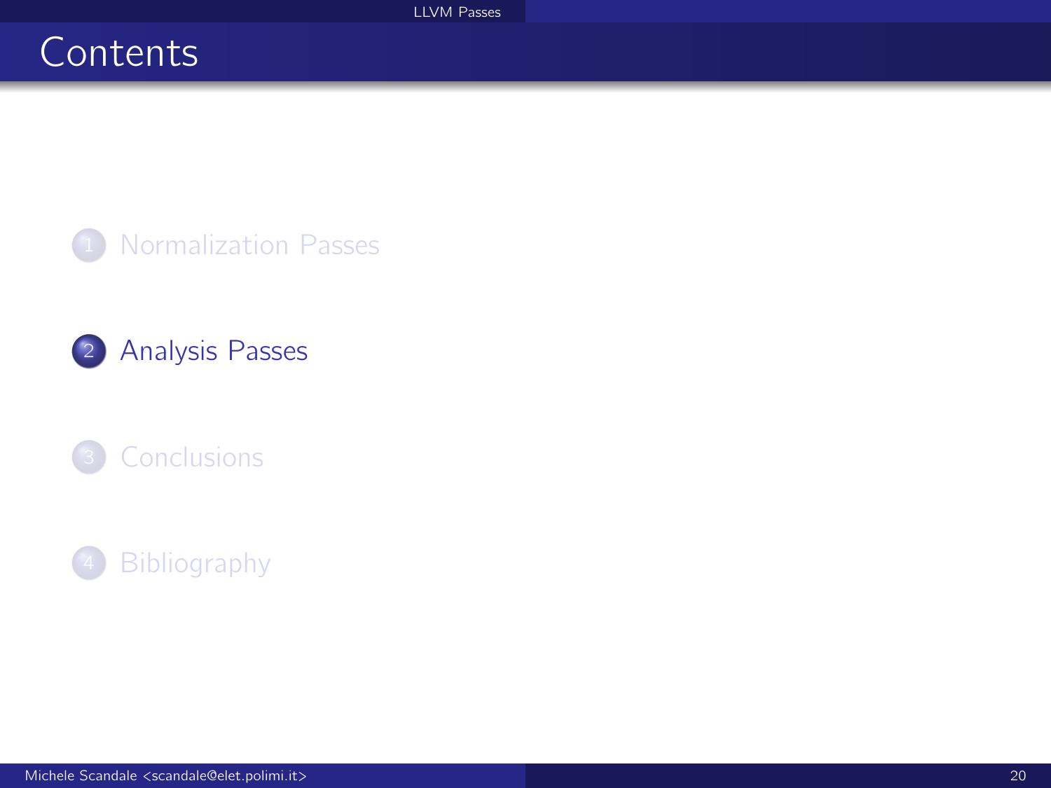# Contents

1. Normalization Passes
2. Analysis Passes
3. Conclusions
4. Bibliography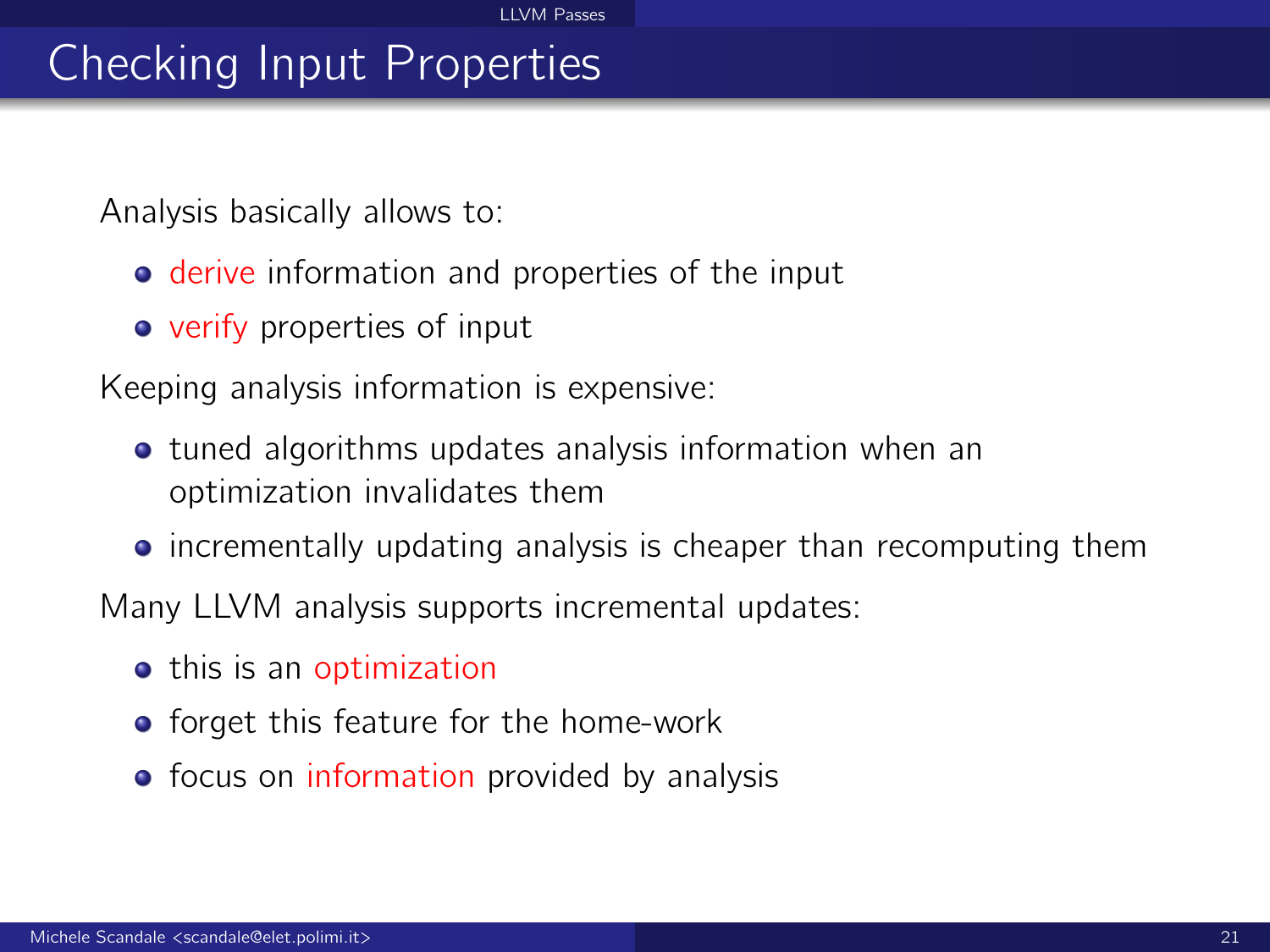# Checking Input Properties

Analysis basically allows to:

- derive information and properties of the input
- verify properties of input

Keeping analysis information is expensive:

- tuned algorithms updates analysis information when an optimization invalidates them
- incrementally updating analysis is cheaper than recomputing them

Many LLVM analysis supports incremental updates:

- this is an optimization
- forget this feature for the home-work
- focus on information provided by analysis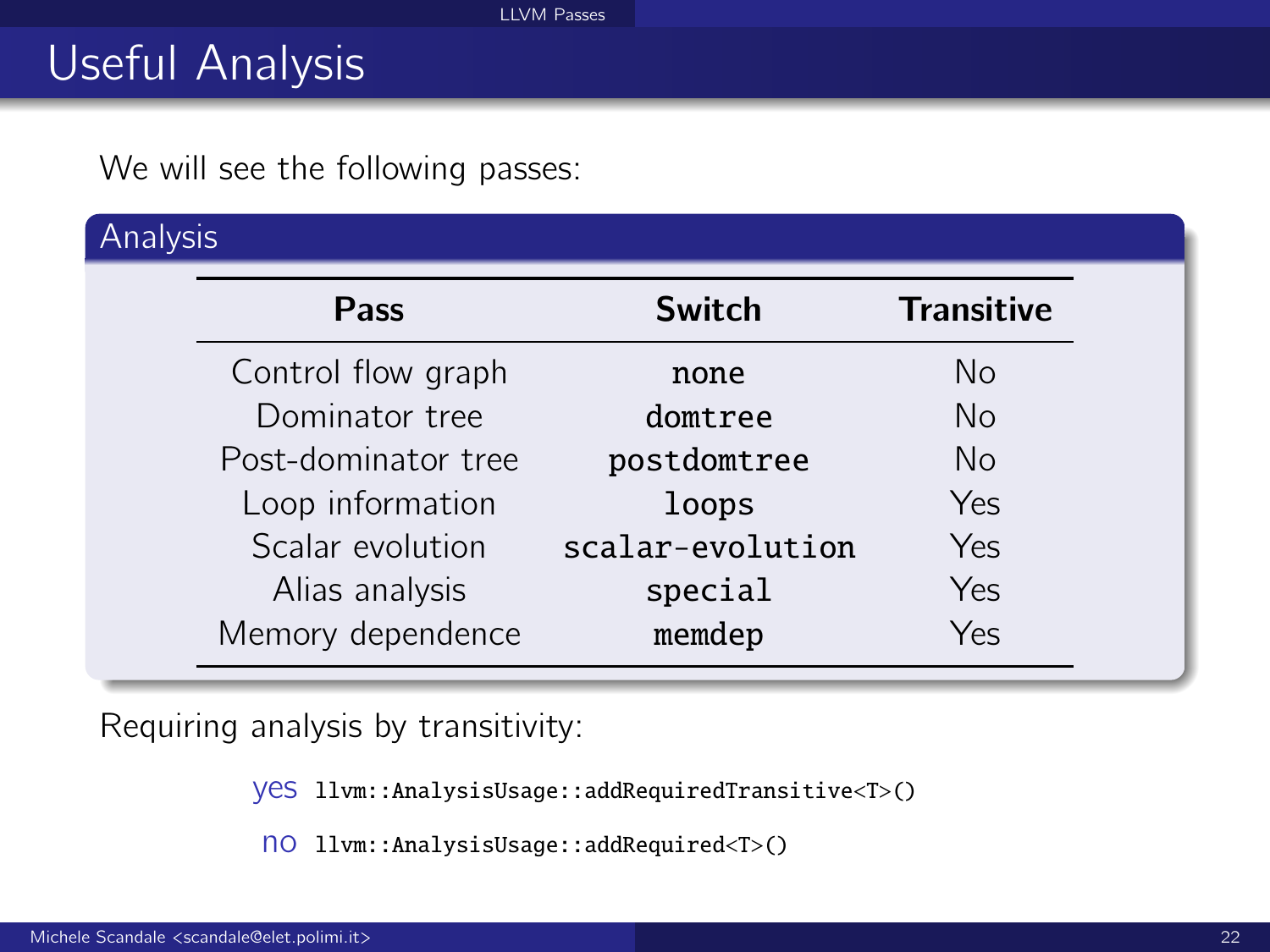# Useful Analysis

We will see the following passes:

## Analysis

| Pass | Switch | Transitive |
|---|---|---|
| Control flow graph | `none` | No |
| Dominator tree | `domtree` | No |
| Post-dominator tree | `postdomtree` | No |
| Loop information | `loops` | Yes |
| Scalar evolution | `scalar-evolution` | Yes |
| Alias analysis | `special` | Yes |
| Memory dependence | `memdep` | Yes |

Requiring analysis by transitivity:

- **yes** `llvm::AnalysisUsage::addRequiredTransitive<T>()`
- **no** `llvm::AnalysisUsage::addRequired<T>()`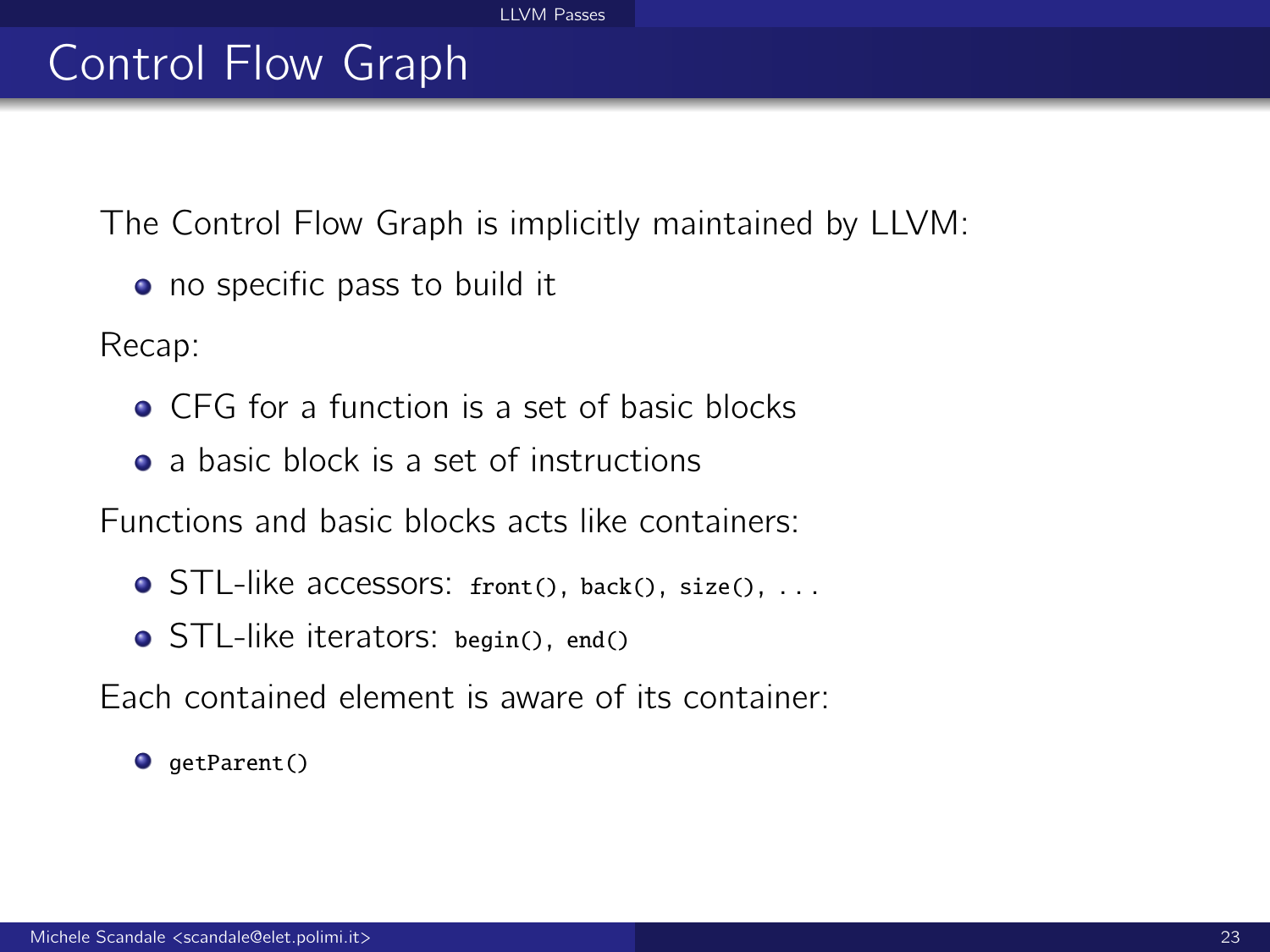# Control Flow Graph

The Control Flow Graph is implicitly maintained by LLVM:

- no specific pass to build it

Recap:

- CFG for a function is a set of basic blocks
- a basic block is a set of instructions

Functions and basic blocks acts like containers:

- STL-like accessors: `front()`, `back()`, `size()`, ...
- STL-like iterators: `begin()`, `end()`

Each contained element is aware of its container:

- `getParent()`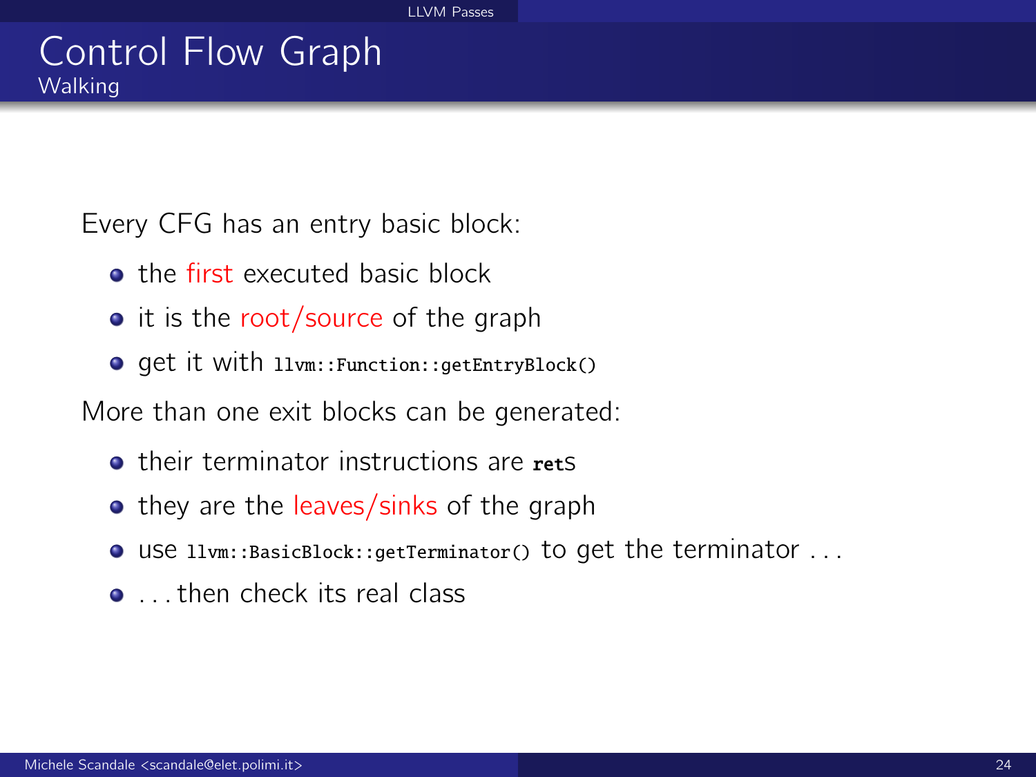# Control Flow Graph
## Walking

Every CFG has an entry basic block:

- the first executed basic block
- it is the root/source of the graph
- get it with `llvm::Function::getEntryBlock()`

More than one exit blocks can be generated:

- their terminator instructions are **`ret`**s
- they are the leaves/sinks of the graph
- use `llvm::BasicBlock::getTerminator()` to get the terminator . . .
- . . . then check its real class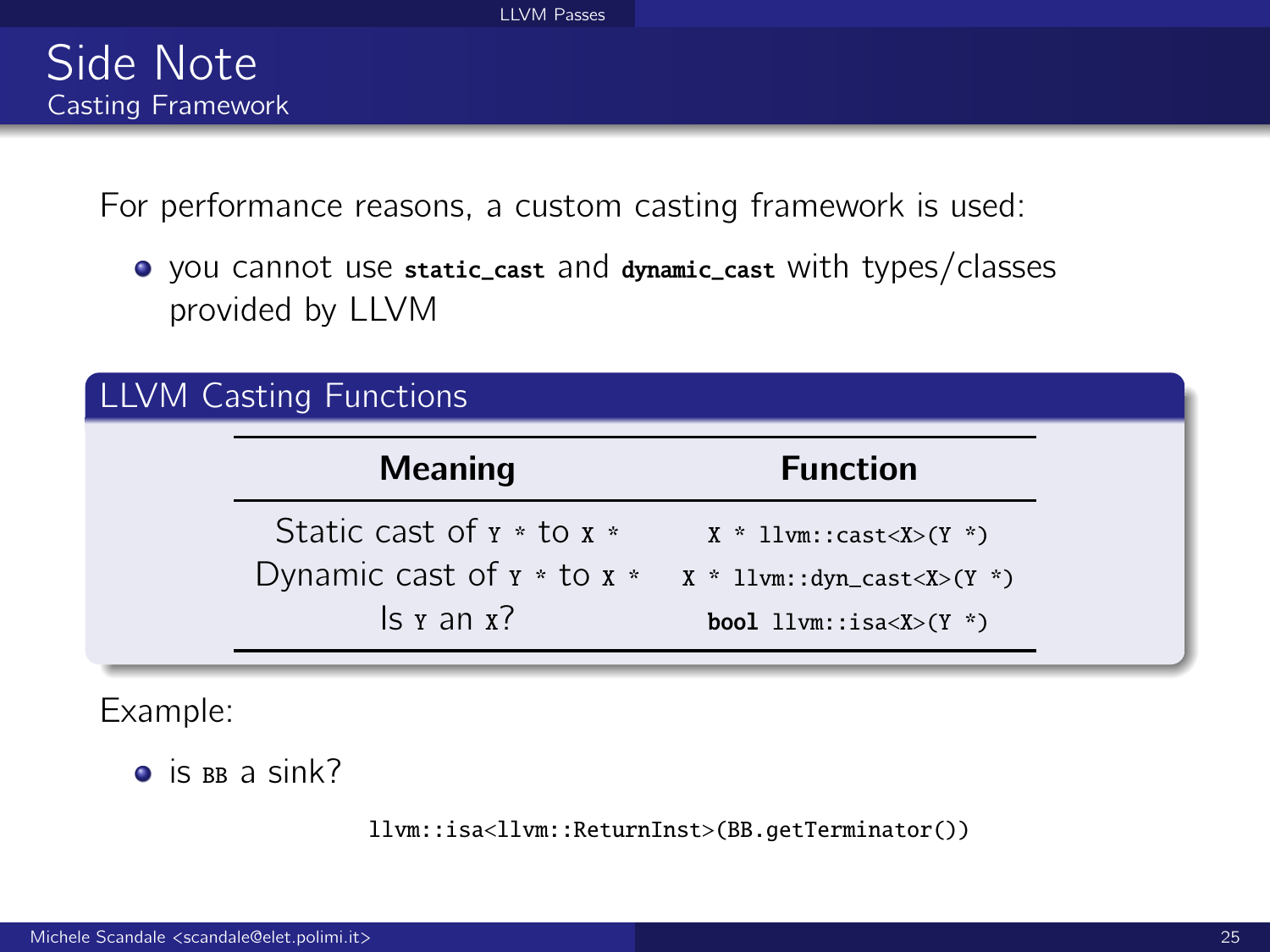# Side Note

## Casting Framework

For performance reasons, a custom casting framework is used:

- you cannot use **`static_cast`** and **`dynamic_cast`** with types/classes provided by LLVM

### LLVM Casting Functions

| Meaning | Function |
| --- | --- |
| Static cast of `Y *` to `X *` | `X * llvm::cast<X>(Y *)` |
| Dynamic cast of `Y *` to `X *` | `X * llvm::dyn_cast<X>(Y *)` |
| Is `Y` an `X`? | `bool llvm::isa<X>(Y *)` |

Example:

- is `BB` a sink?

```
llvm::isa<llvm::ReturnInst>(BB.getTerminator())
```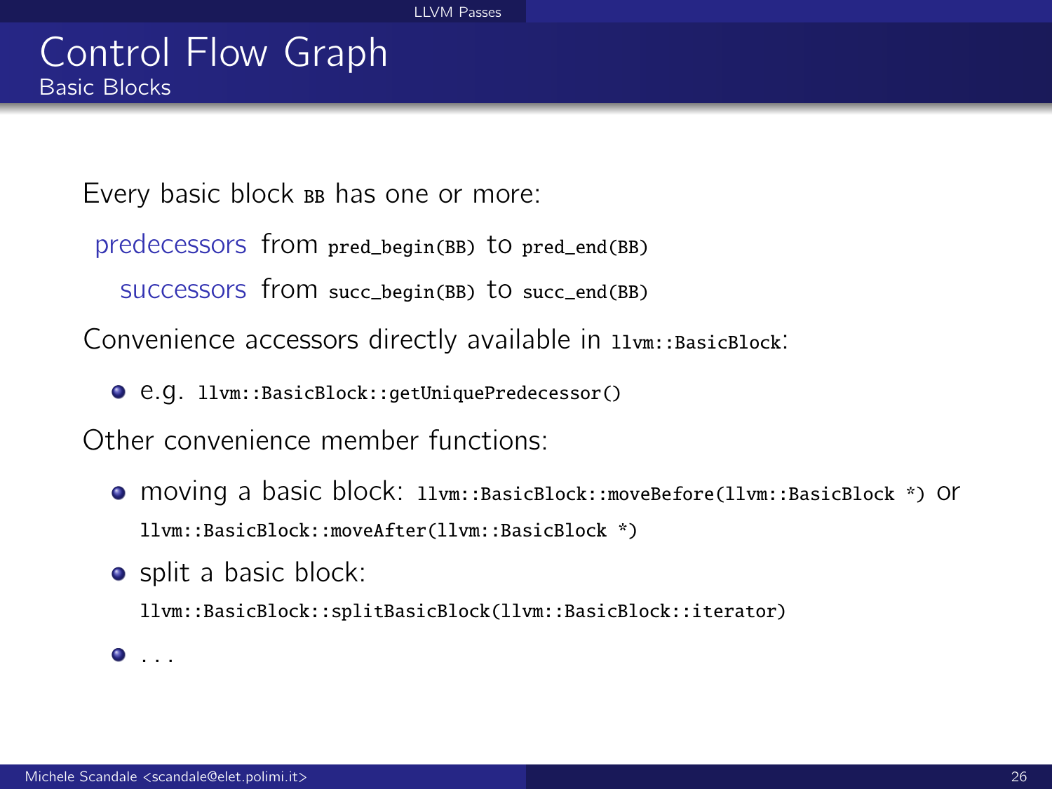# Control Flow Graph

## Basic Blocks

Every basic block `BB` has one or more:

- predecessors from `pred_begin(BB)` to `pred_end(BB)`
- successors from `succ_begin(BB)` to `succ_end(BB)`

Convenience accessors directly available in `llvm::BasicBlock`:

- e.g. `llvm::BasicBlock::getUniquePredecessor()`

Other convenience member functions:

- moving a basic block: `llvm::BasicBlock::moveBefore(llvm::BasicBlock *)` or `llvm::BasicBlock::moveAfter(llvm::BasicBlock *)`
- split a basic block: `llvm::BasicBlock::splitBasicBlock(llvm::BasicBlock::iterator)`
- ...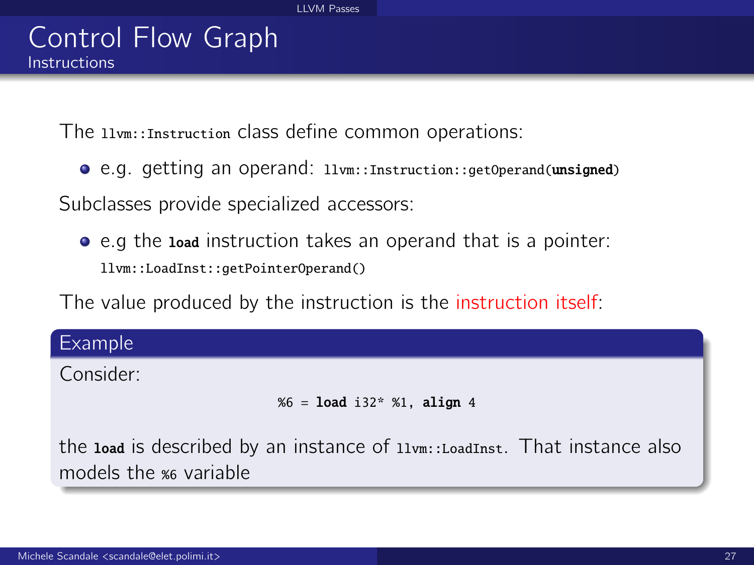# Control Flow Graph

## Instructions

The `llvm::Instruction` class define common operations:

- e.g. getting an operand: `llvm::Instruction::getOperand(unsigned)`

Subclasses provide specialized accessors:

- e.g the **load** instruction takes an operand that is a pointer: `llvm::LoadInst::getPointerOperand()`

The value produced by the instruction is the instruction itself:

### Example

Consider:

```
%6 = load i32* %1, align 4
```

the **load** is described by an instance of `llvm::LoadInst`. That instance also models the `%6` variable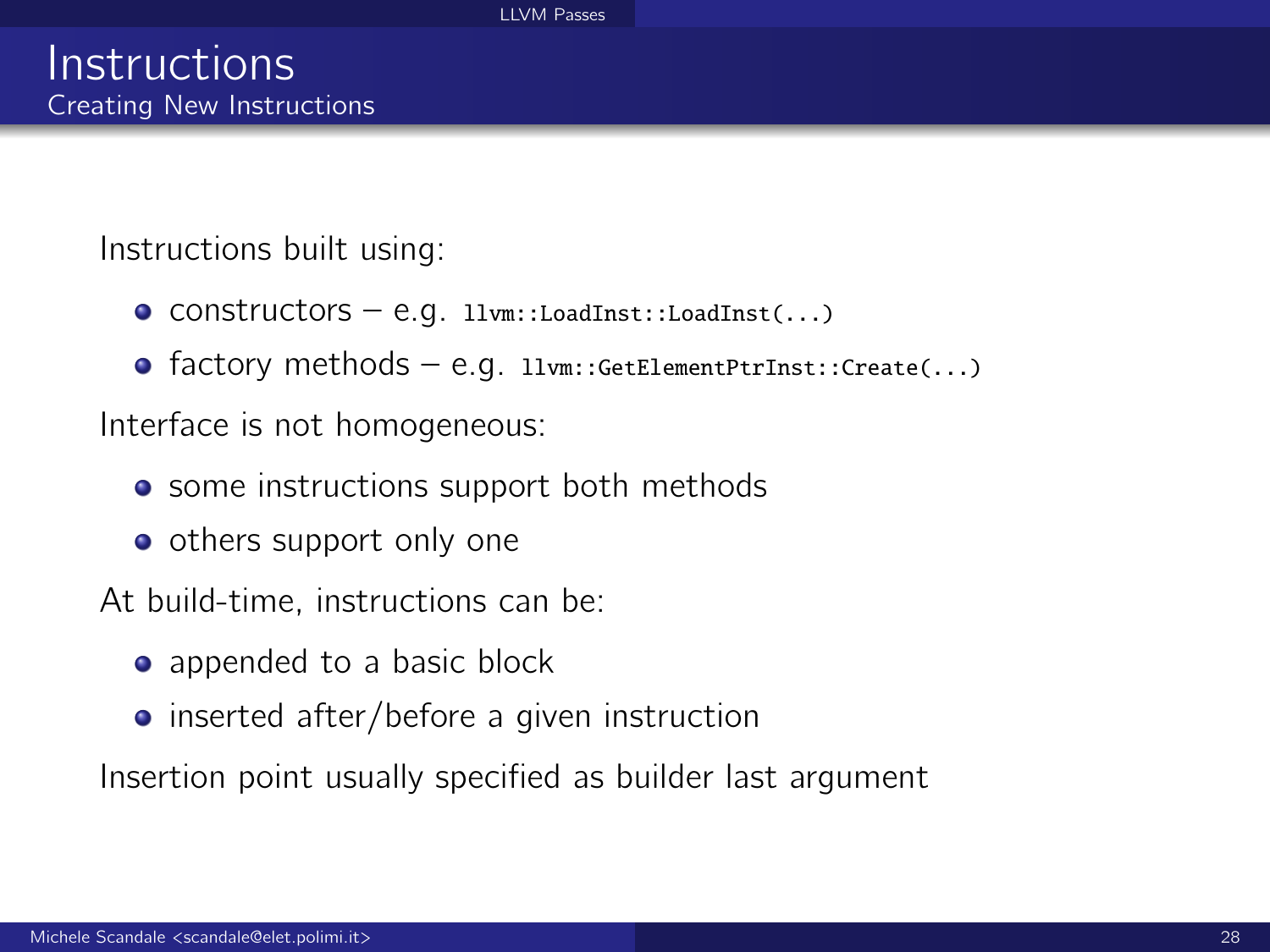# Instructions

## Creating New Instructions

Instructions built using:

- constructors – e.g. `llvm::LoadInst::LoadInst(...)`
- factory methods – e.g. `llvm::GetElementPtrInst::Create(...)`

Interface is not homogeneous:

- some instructions support both methods
- others support only one

At build-time, instructions can be:

- appended to a basic block
- inserted after/before a given instruction

Insertion point usually specified as builder last argument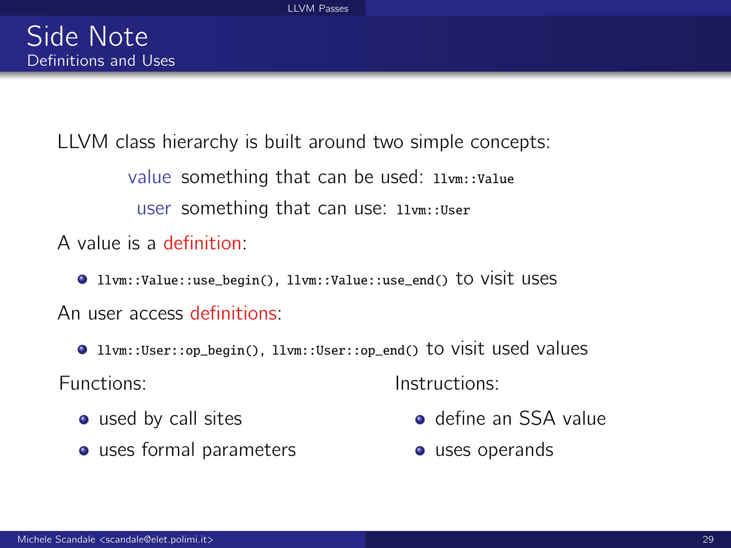# Side Note

## Definitions and Uses

LLVM class hierarchy is built around two simple concepts:

- **value** something that can be used: `llvm::Value`
- **user** something that can use: `llvm::User`

A value is a definition:

- `llvm::Value::use_begin()`, `llvm::Value::use_end()` to visit uses

An user access definitions:

- `llvm::User::op_begin()`, `llvm::User::op_end()` to visit used values

Functions:

- used by call sites
- uses formal parameters

Instructions:

- define an SSA value
- uses operands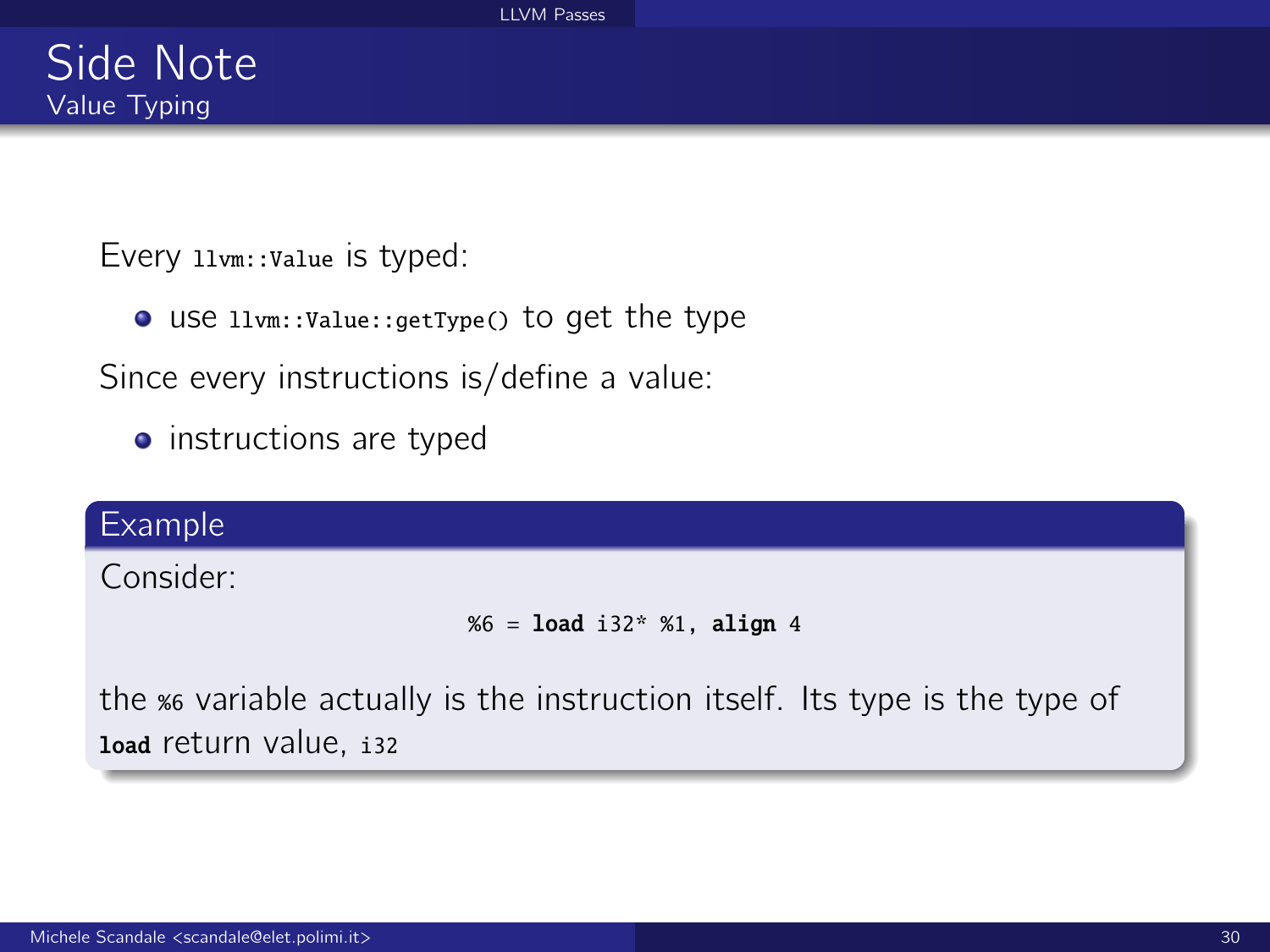# Side Note

## Value Typing

Every `llvm::Value` is typed:

- use `llvm::Value::getType()` to get the type

Since every instructions is/define a value:

- instructions are typed

### Example

Consider:

```
%6 = load i32* %1, align 4
```

the `%6` variable actually is the instruction itself. Its type is the type of **`load`** return value, `i32`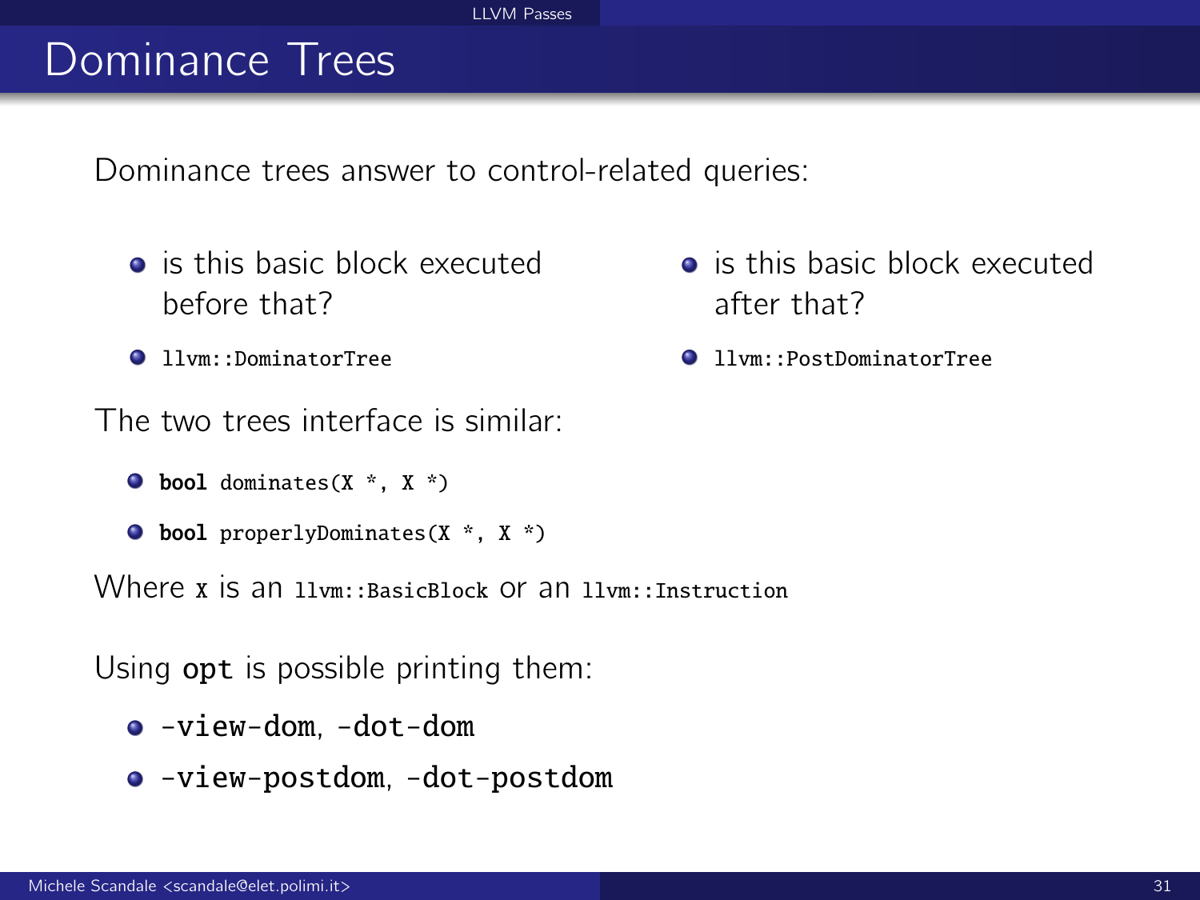# Dominance Trees

Dominance trees answer to control-related queries:

- is this basic block executed before that?
- `llvm::DominatorTree`

- is this basic block executed after that?
- `llvm::PostDominatorTree`

The two trees interface is similar:

- `bool dominates(X *, X *)`
- `bool properlyDominates(X *, X *)`

Where `X` is an `llvm::BasicBlock` or an `llvm::Instruction`

Using `opt` is possible printing them:

- `-view-dom`, `-dot-dom`
- `-view-postdom`, `-dot-postdom`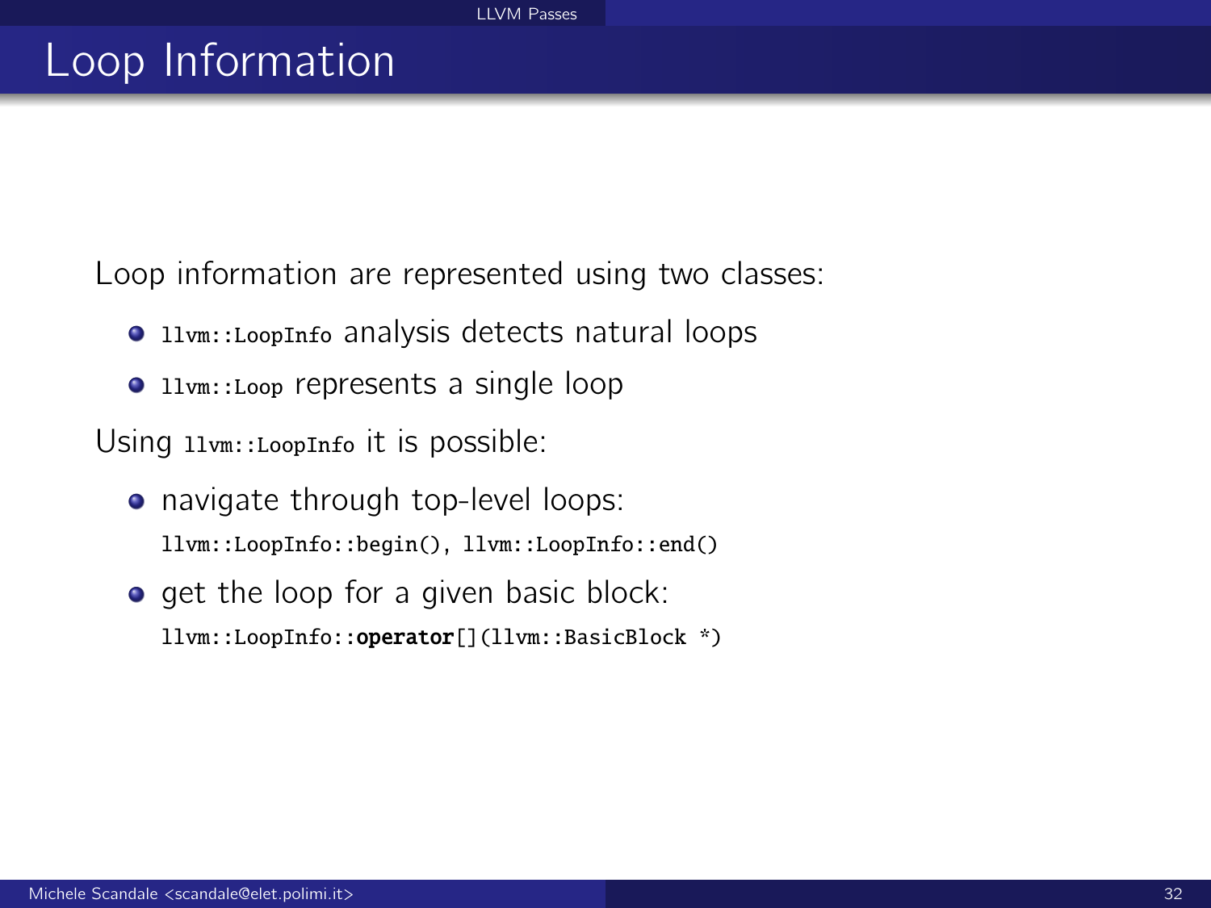# Loop Information

Loop information are represented using two classes:

- `llvm::LoopInfo` analysis detects natural loops
- `llvm::Loop` represents a single loop

Using `llvm::LoopInfo` it is possible:

- navigate through top-level loops:
  `llvm::LoopInfo::begin()`, `llvm::LoopInfo::end()`
- get the loop for a given basic block:
  `llvm::LoopInfo::operator[](llvm::BasicBlock *)`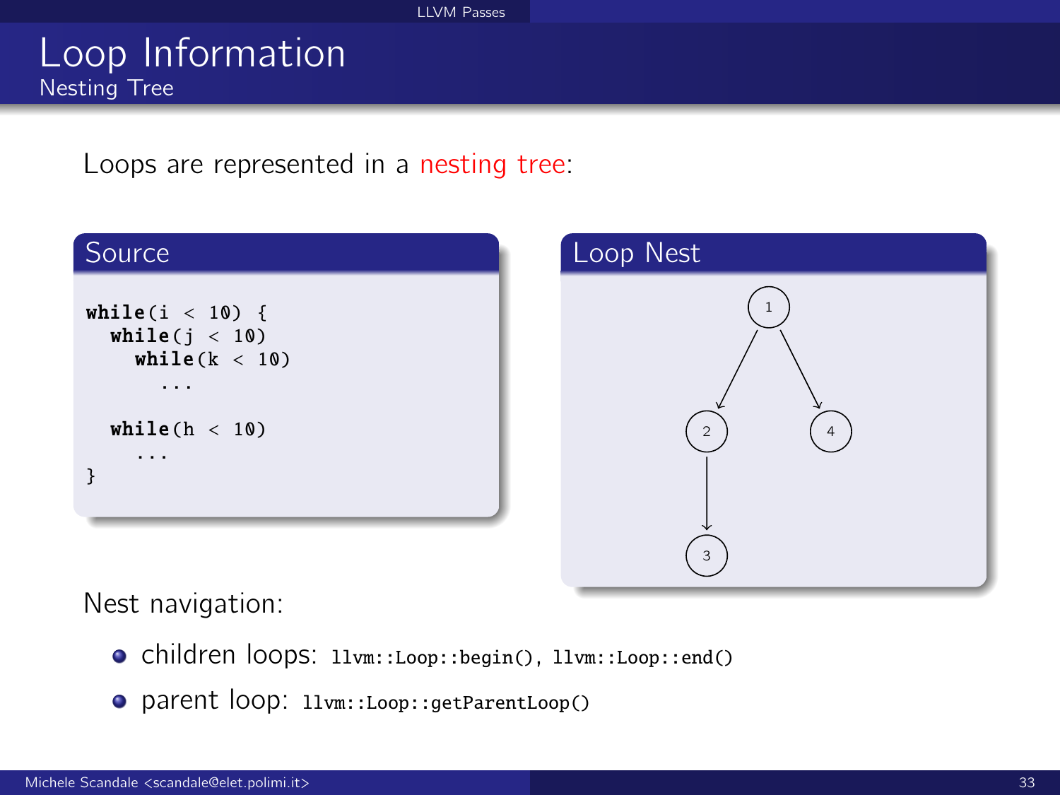# Loop Information

## Nesting Tree

Loops are represented in a nesting tree:

**Source**

```
while(i < 10) {
  while(j < 10)
    while(k < 10)
      ...

  while(h < 10)
    ...
}
```

**Loop Nest**

1 → 2, 1 → 4, 2 → 3

Nest navigation:

- children loops: `llvm::Loop::begin()`, `llvm::Loop::end()`
- parent loop: `llvm::Loop::getParentLoop()`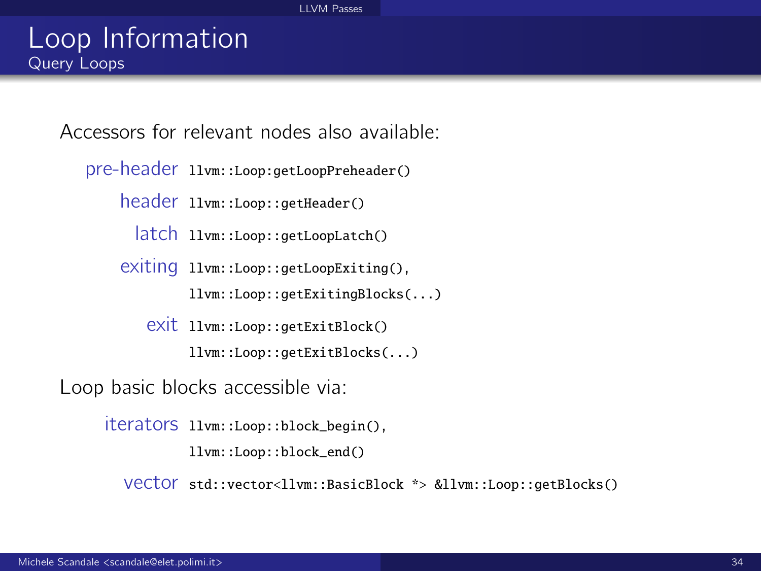# Loop Information

## Query Loops

Accessors for relevant nodes also available:

- **pre-header** `llvm::Loop:getLoopPreheader()`
- **header** `llvm::Loop::getHeader()`
- **latch** `llvm::Loop::getLoopLatch()`
- **exiting** `llvm::Loop::getLoopExiting()`, `llvm::Loop::getExitingBlocks(...)`
- **exit** `llvm::Loop::getExitBlock()` `llvm::Loop::getExitBlocks(...)`

Loop basic blocks accessible via:

- **iterators** `llvm::Loop::block_begin()`, `llvm::Loop::block_end()`
- **vector** `std::vector<llvm::BasicBlock *> &llvm::Loop::getBlocks()`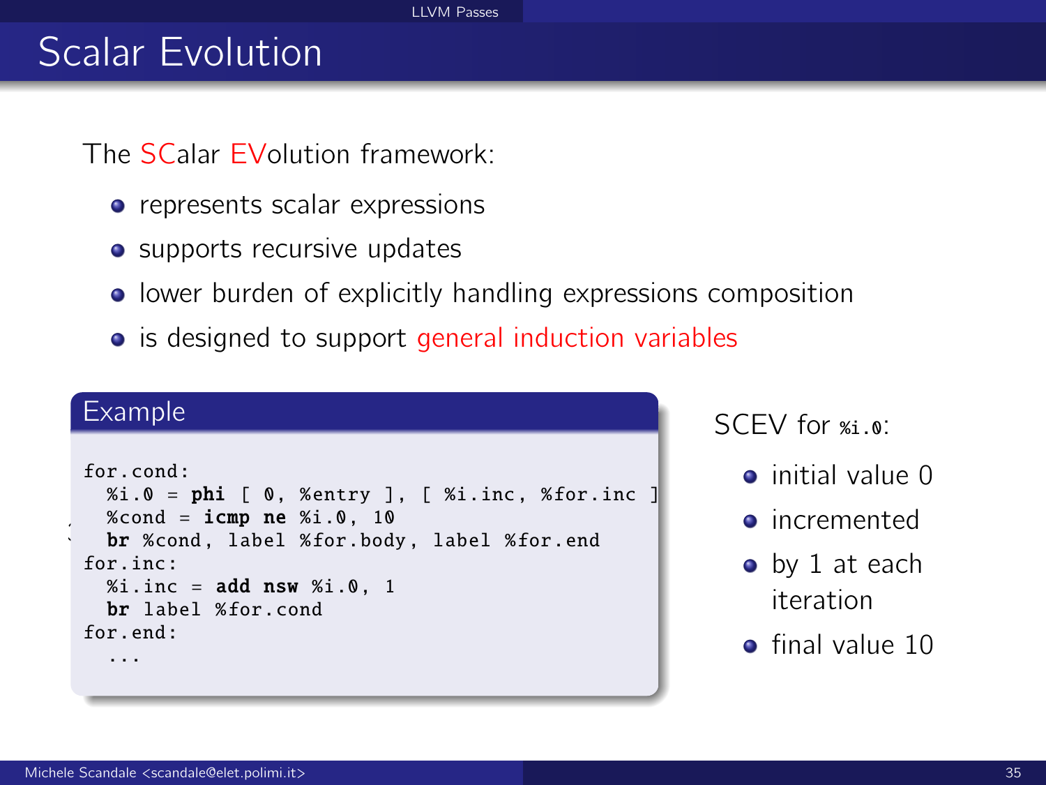# Scalar Evolution

The SCalar EVolution framework:

- represents scalar expressions
- supports recursive updates
- lower burden of explicitly handling expressions composition
- is designed to support general induction variables

## Example

```
for.cond:
  %i.0 = phi [ 0, %entry ], [ %i.inc, %for.inc ]
  %cond = icmp ne %i.0, 10
  br %cond, label %for.body, label %for.end
for.inc:
  %i.inc = add nsw %i.0, 1
  br label %for.cond
for.end:
  ...
```

SCEV for `%i.0`:

- initial value 0
- incremented
- by 1 at each iteration
- final value 10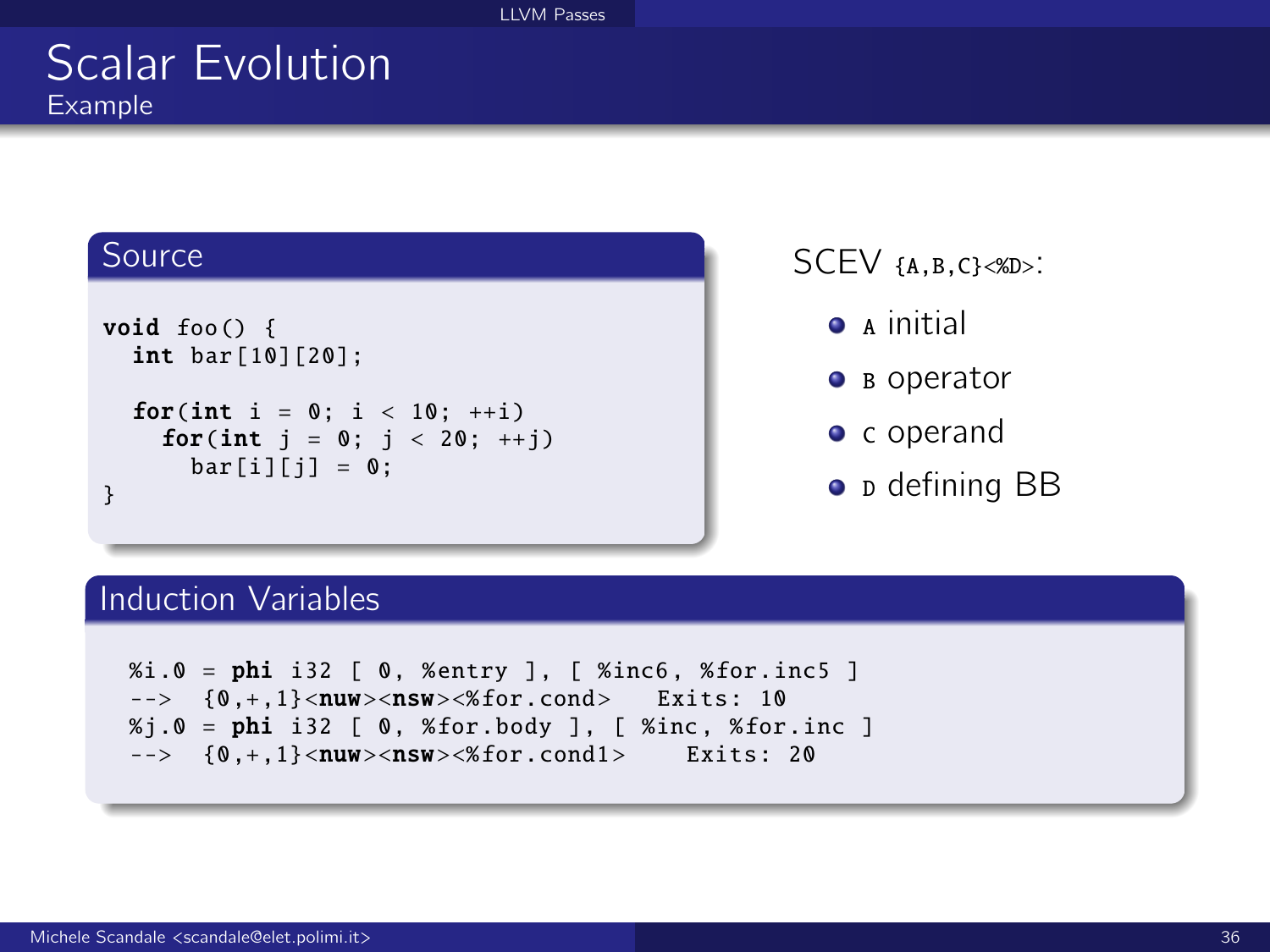# Scalar Evolution

## Example

### Source

```
void foo() {
  int bar[10][20];

  for(int i = 0; i < 10; ++i)
    for(int j = 0; j < 20; ++j)
      bar[i][j] = 0;
}
```

SCEV `{A,B,C}<%D>`:

- `A` initial
- `B` operator
- `C` operand
- `D` defining BB

### Induction Variables

```
%i.0 = phi i32 [ 0, %entry ], [ %inc6, %for.inc5 ]
-->  {0,+,1}<nuw><nsw><%for.cond>    Exits: 10
%j.0 = phi i32 [ 0, %for.body ], [ %inc, %for.inc ]
-->  {0,+,1}<nuw><nsw><%for.cond1>    Exits: 20
```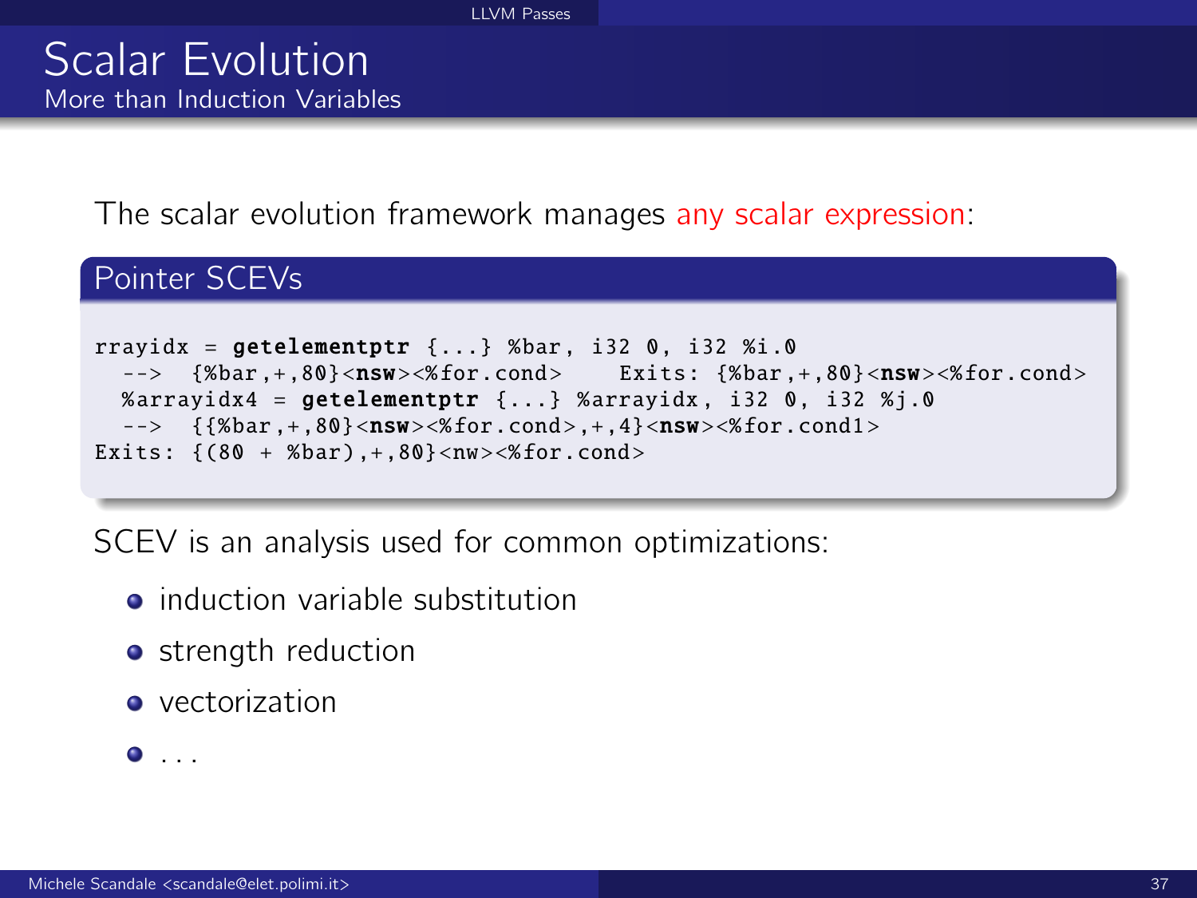# Scalar Evolution

## More than Induction Variables

The scalar evolution framework manages any scalar expression:

### Pointer SCEVs

```
rrayidx = getelementptr {...} %bar, i32 0, i32 %i.0
  -->  {%bar,+,80}<nsw><%for.cond>    Exits: {%bar,+,80}<nsw><%for.cond>
  %arrayidx4 = getelementptr {...} %arrayidx, i32 0, i32 %j.0
  -->  {{%bar,+,80}<nsw><%for.cond>,+,4}<nsw><%for.cond1>
Exits: {(80 + %bar),+,80}<nw><%for.cond>
```

SCEV is an analysis used for common optimizations:

- induction variable substitution
- strength reduction
- vectorization
- ...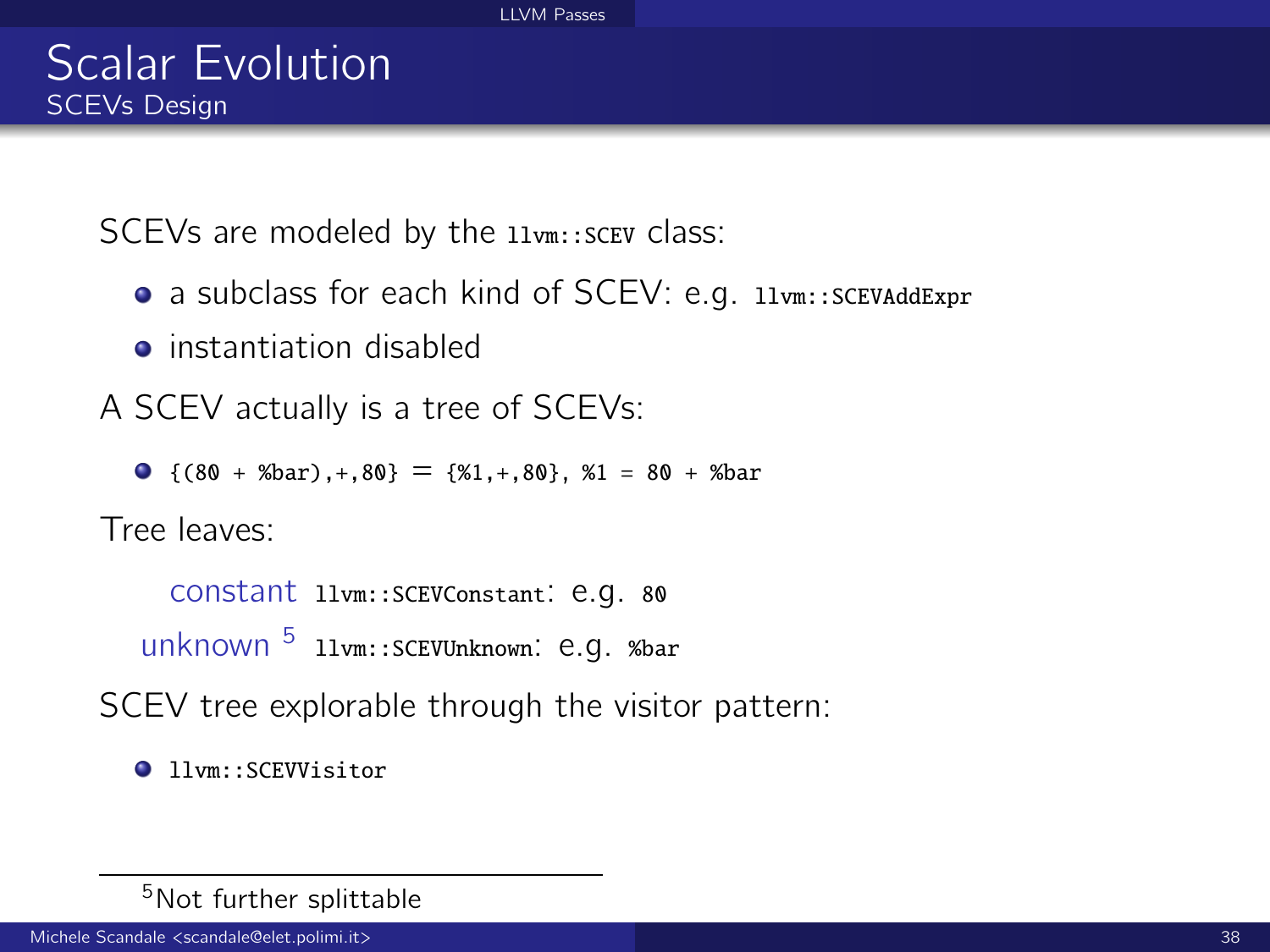# Scalar Evolution

## SCEVs Design

SCEVs are modeled by the `llvm::SCEV` class:

- a subclass for each kind of SCEV: e.g. `llvm::SCEVAddExpr`
- instantiation disabled

A SCEV actually is a tree of SCEVs:

- `{(80 + %bar),+,80}` = `{%1,+,80}, %1 = 80 + %bar`

Tree leaves:

constant `llvm::SCEVConstant`: e.g. `80`

unknown [5] `llvm::SCEVUnknown`: e.g. `%bar`

SCEV tree explorable through the visitor pattern:

- `llvm::SCEVVisitor`

[5] Not further splittable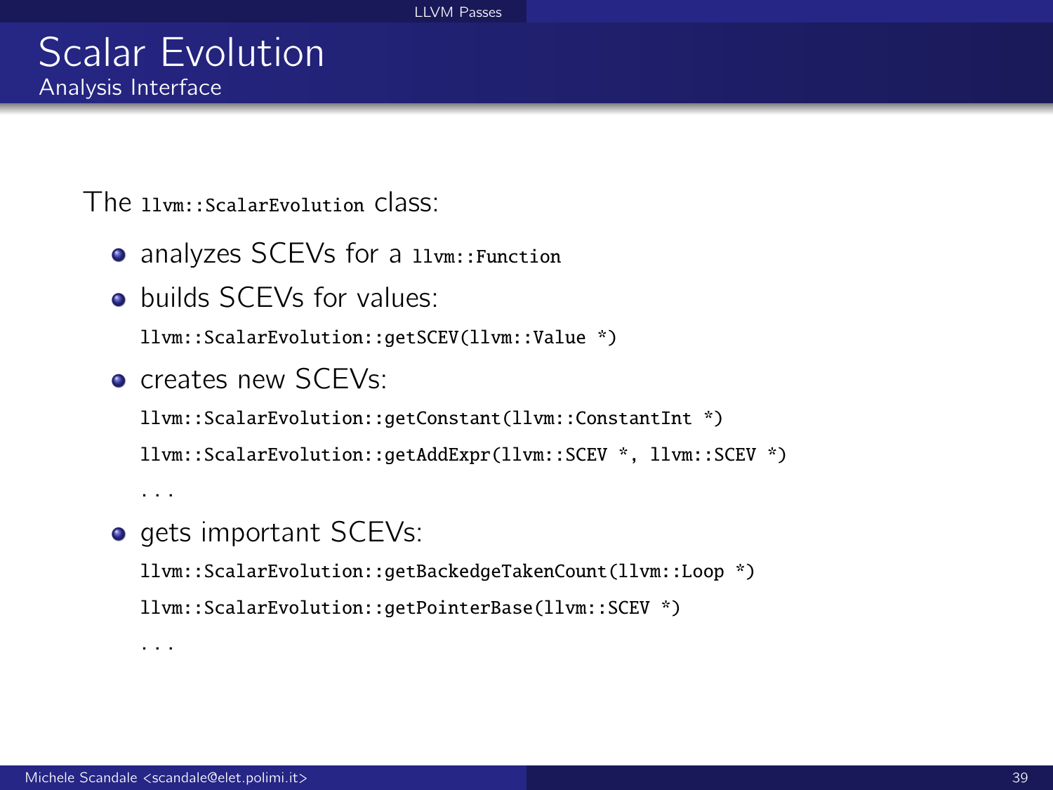# Scalar Evolution

## Analysis Interface

The `llvm::ScalarEvolution` class:

- analyzes SCEVs for a `llvm::Function`
- builds SCEVs for values:

  `llvm::ScalarEvolution::getSCEV(llvm::Value *)`

- creates new SCEVs:

  `llvm::ScalarEvolution::getConstant(llvm::ConstantInt *)`

  `llvm::ScalarEvolution::getAddExpr(llvm::SCEV *, llvm::SCEV *)`

  ...

- gets important SCEVs:

  `llvm::ScalarEvolution::getBackedgeTakenCount(llvm::Loop *)`

  `llvm::ScalarEvolution::getPointerBase(llvm::SCEV *)`

  ...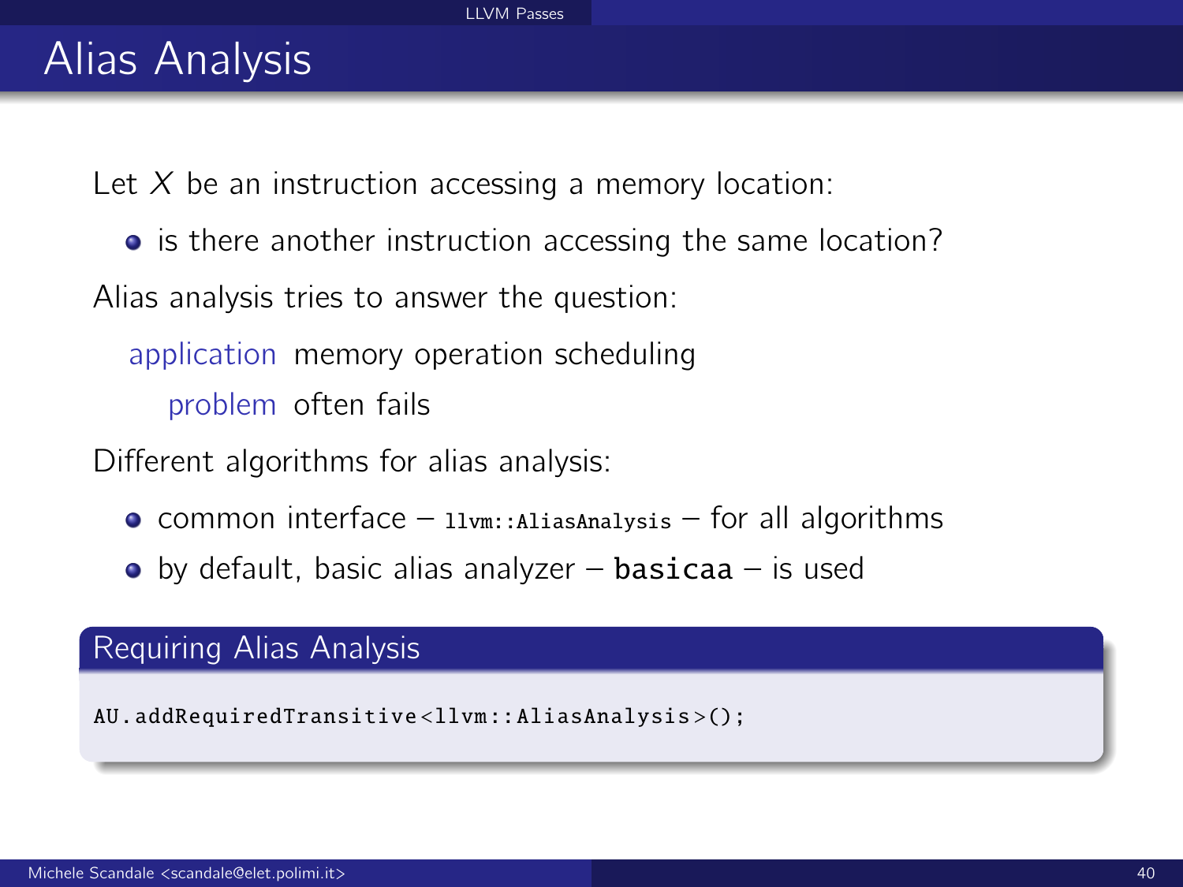# Alias Analysis

Let $X$ be an instruction accessing a memory location:

- is there another instruction accessing the same location?

Alias analysis tries to answer the question:

**application** memory operation scheduling

**problem** often fails

Different algorithms for alias analysis:

- common interface – `llvm::AliasAnalysis` – for all algorithms
- by default, basic alias analyzer – **`basicaa`** – is used

### Requiring Alias Analysis

```
AU.addRequiredTransitive<llvm::AliasAnalysis>();
```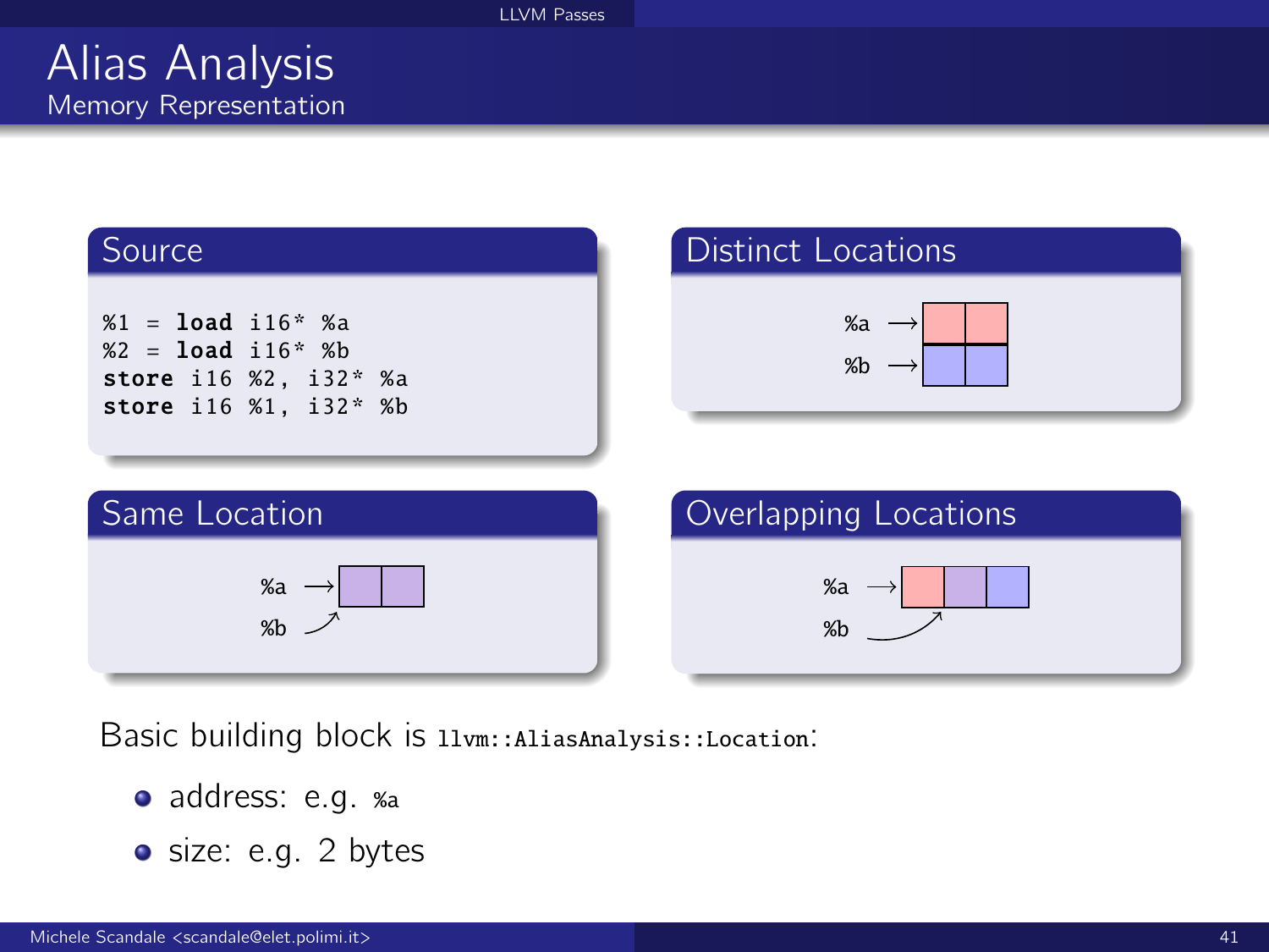# Alias Analysis

## Memory Representation

### Source

```
%1 = load i16* %a
%2 = load i16* %b
store i16 %2, i32* %a
store i16 %1, i32* %b
```

### Distinct Locations

%a →

%b →

### Same Location

%a →

%b

### Overlapping Locations

%a →

%b

Basic building block is `llvm::AliasAnalysis::Location`:

- address: e.g. `%a`
- size: e.g. 2 bytes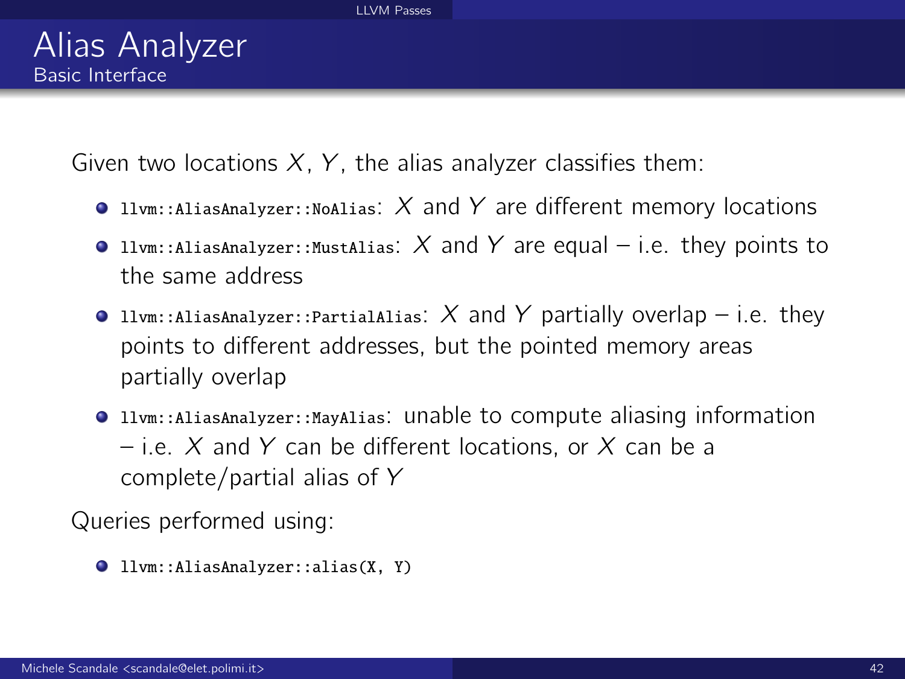# Alias Analyzer

## Basic Interface

Given two locations $X$, $Y$, the alias analyzer classifies them:

- `llvm::AliasAnalyzer::NoAlias`: $X$ and $Y$ are different memory locations
- `llvm::AliasAnalyzer::MustAlias`: $X$ and $Y$ are equal – i.e. they points to the same address
- `llvm::AliasAnalyzer::PartialAlias`: $X$ and $Y$ partially overlap – i.e. they points to different addresses, but the pointed memory areas partially overlap
- `llvm::AliasAnalyzer::MayAlias`: unable to compute aliasing information – i.e. $X$ and $Y$ can be different locations, or $X$ can be a complete/partial alias of $Y$

Queries performed using:

- `llvm::AliasAnalyzer::alias(X, Y)`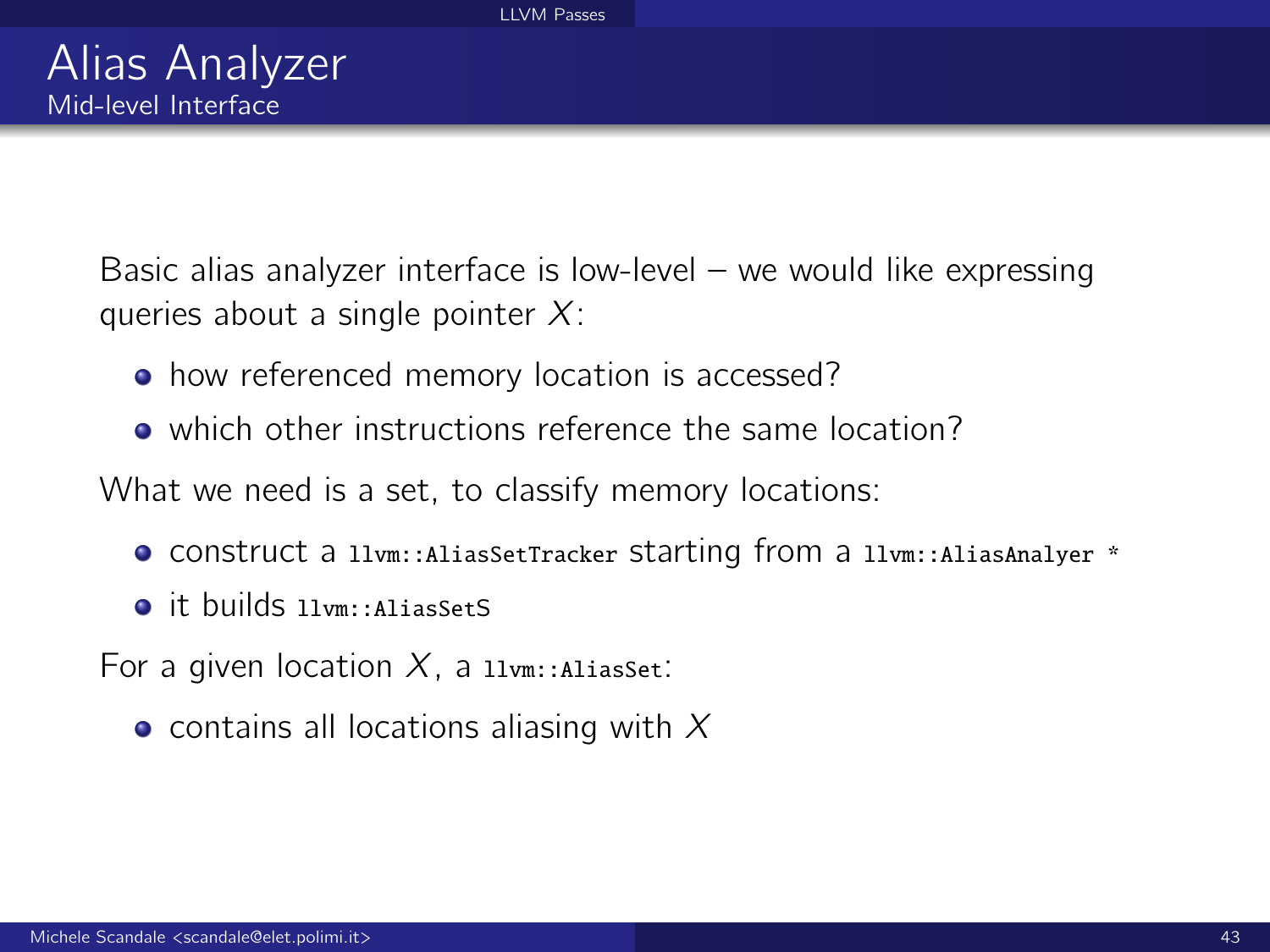# Alias Analyzer

## Mid-level Interface

Basic alias analyzer interface is low-level – we would like expressing queries about a single pointer $X$:

- how referenced memory location is accessed?
- which other instructions reference the same location?

What we need is a set, to classify memory locations:

- construct a `llvm::AliasSetTracker` starting from a `llvm::AliasAnalyer *`
- it builds `llvm::AliasSetS`

For a given location $X$, a `llvm::AliasSet`:

- contains all locations aliasing with $X$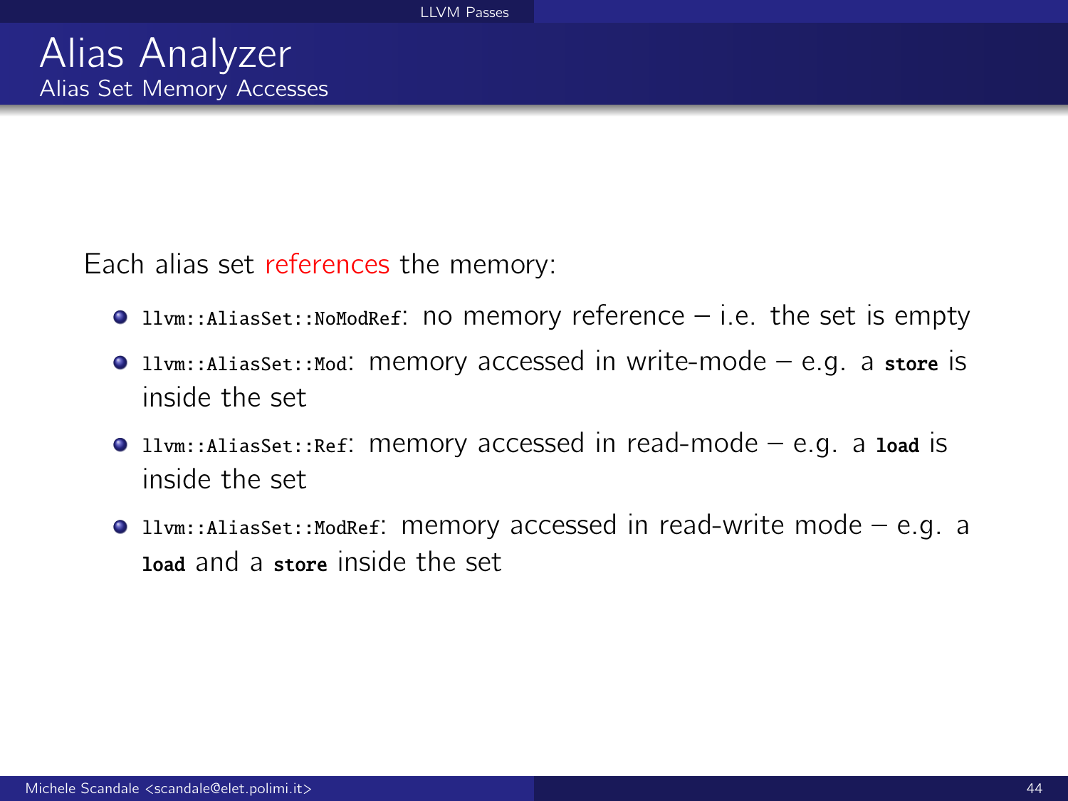# Alias Analyzer

## Alias Set Memory Accesses

Each alias set references the memory:

- `llvm::AliasSet::NoModRef`: no memory reference – i.e. the set is empty
- `llvm::AliasSet::Mod`: memory accessed in write-mode – e.g. a **`store`** is inside the set
- `llvm::AliasSet::Ref`: memory accessed in read-mode – e.g. a **`load`** is inside the set
- `llvm::AliasSet::ModRef`: memory accessed in read-write mode – e.g. a **`load`** and a **`store`** inside the set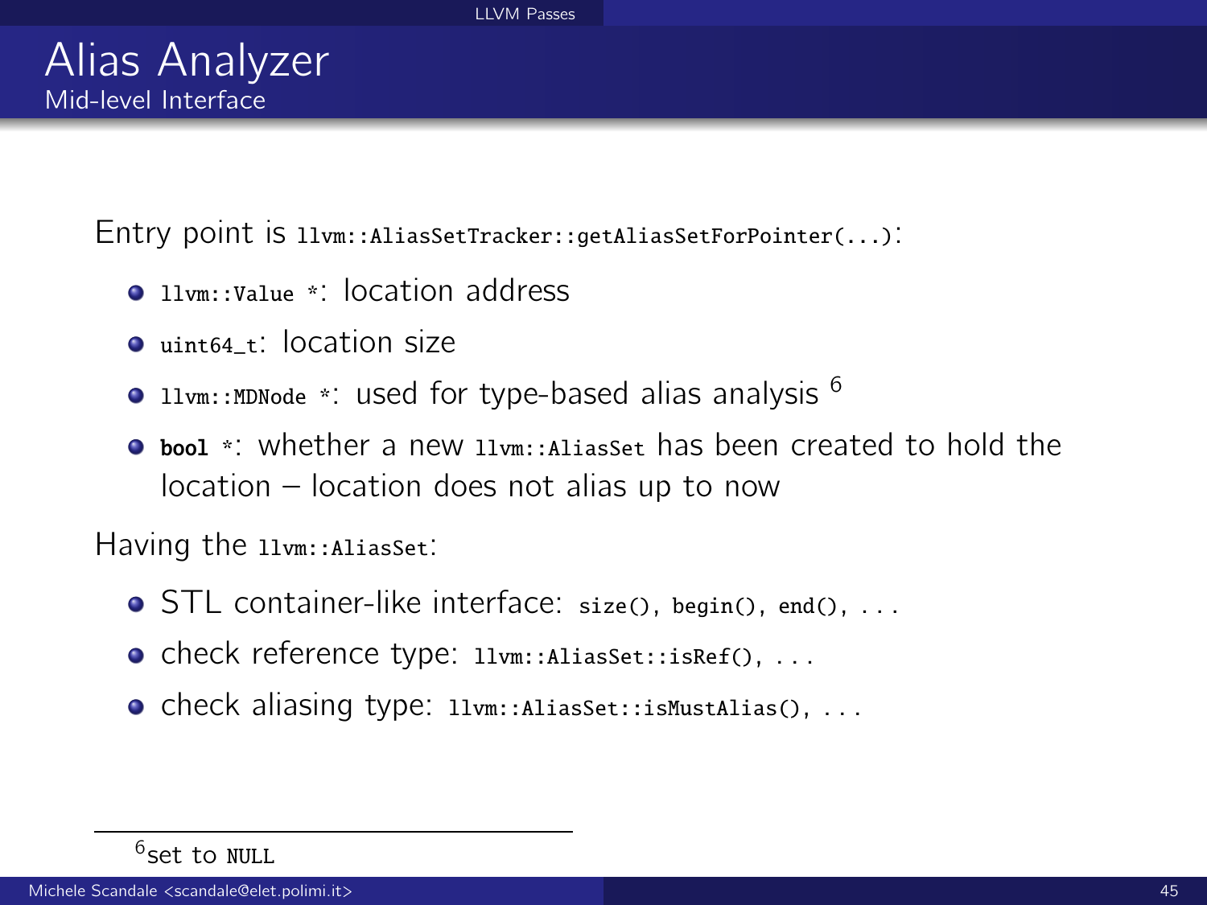# Alias Analyzer

## Mid-level Interface

Entry point is `llvm::AliasSetTracker::getAliasSetForPointer(...)`:

- `llvm::Value *`: location address
- `uint64_t`: location size
- `llvm::MDNode *`: used for type-based alias analysis [6]
- `bool *`: whether a new `llvm::AliasSet` has been created to hold the location – location does not alias up to now

Having the `llvm::AliasSet`:

- STL container-like interface: `size()`, `begin()`, `end()`, ...
- check reference type: `llvm::AliasSet::isRef()`, ...
- check aliasing type: `llvm::AliasSet::isMustAlias()`, ...

---

[6] set to `NULL`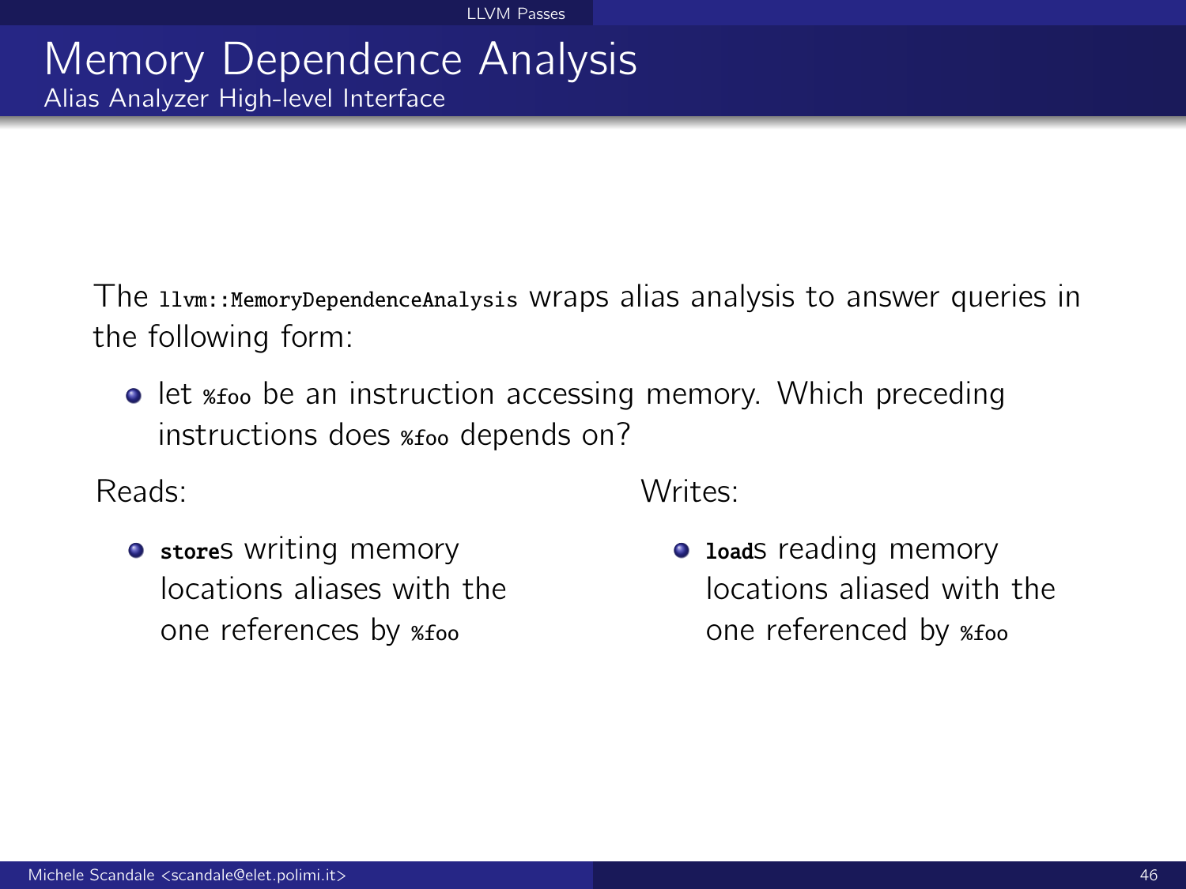# Memory Dependence Analysis

## Alias Analyzer High-level Interface

The `llvm::MemoryDependenceAnalysis` wraps alias analysis to answer queries in the following form:

- let `%foo` be an instruction accessing memory. Which preceding instructions does `%foo` depends on?

Reads:

- **`store`**s writing memory locations aliases with the one references by `%foo`

Writes:

- **`load`**s reading memory locations aliased with the one referenced by `%foo`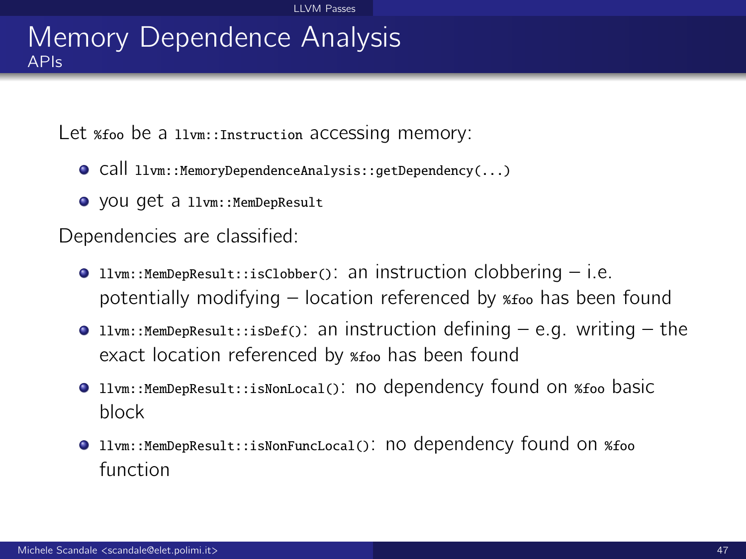# Memory Dependence Analysis

## APIs

Let `%foo` be a `llvm::Instruction` accessing memory:

- call `llvm::MemoryDependenceAnalysis::getDependency(...)`
- you get a `llvm::MemDepResult`

Dependencies are classified:

- `llvm::MemDepResult::isClobber()`: an instruction clobbering – i.e. potentially modifying – location referenced by `%foo` has been found
- `llvm::MemDepResult::isDef()`: an instruction defining – e.g. writing – the exact location referenced by `%foo` has been found
- `llvm::MemDepResult::isNonLocal()`: no dependency found on `%foo` basic block
- `llvm::MemDepResult::isNonFuncLocal()`: no dependency found on `%foo` function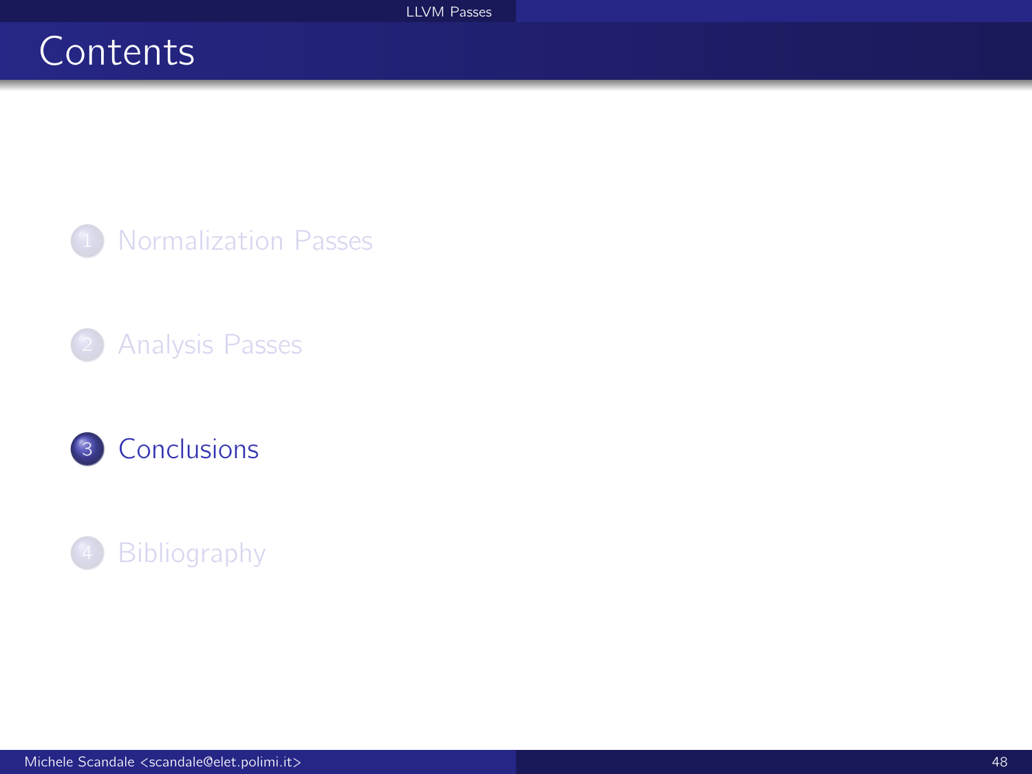# Contents

1. Normalization Passes
2. Analysis Passes
3. Conclusions
4. Bibliography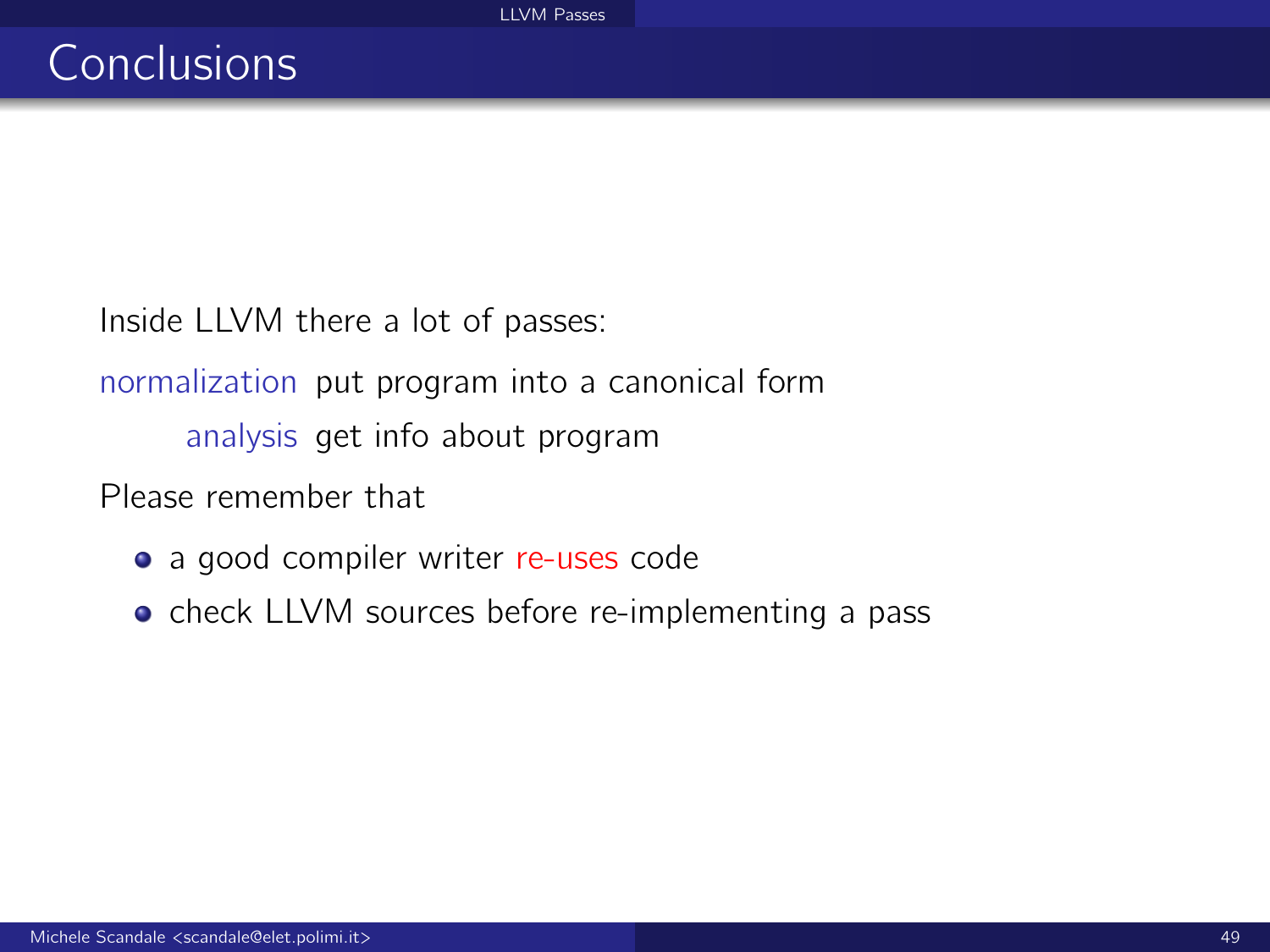# Conclusions

Inside LLVM there a lot of passes:

**normalization** put program into a canonical form

**analysis** get info about program

Please remember that

- a good compiler writer re-uses code
- check LLVM sources before re-implementing a pass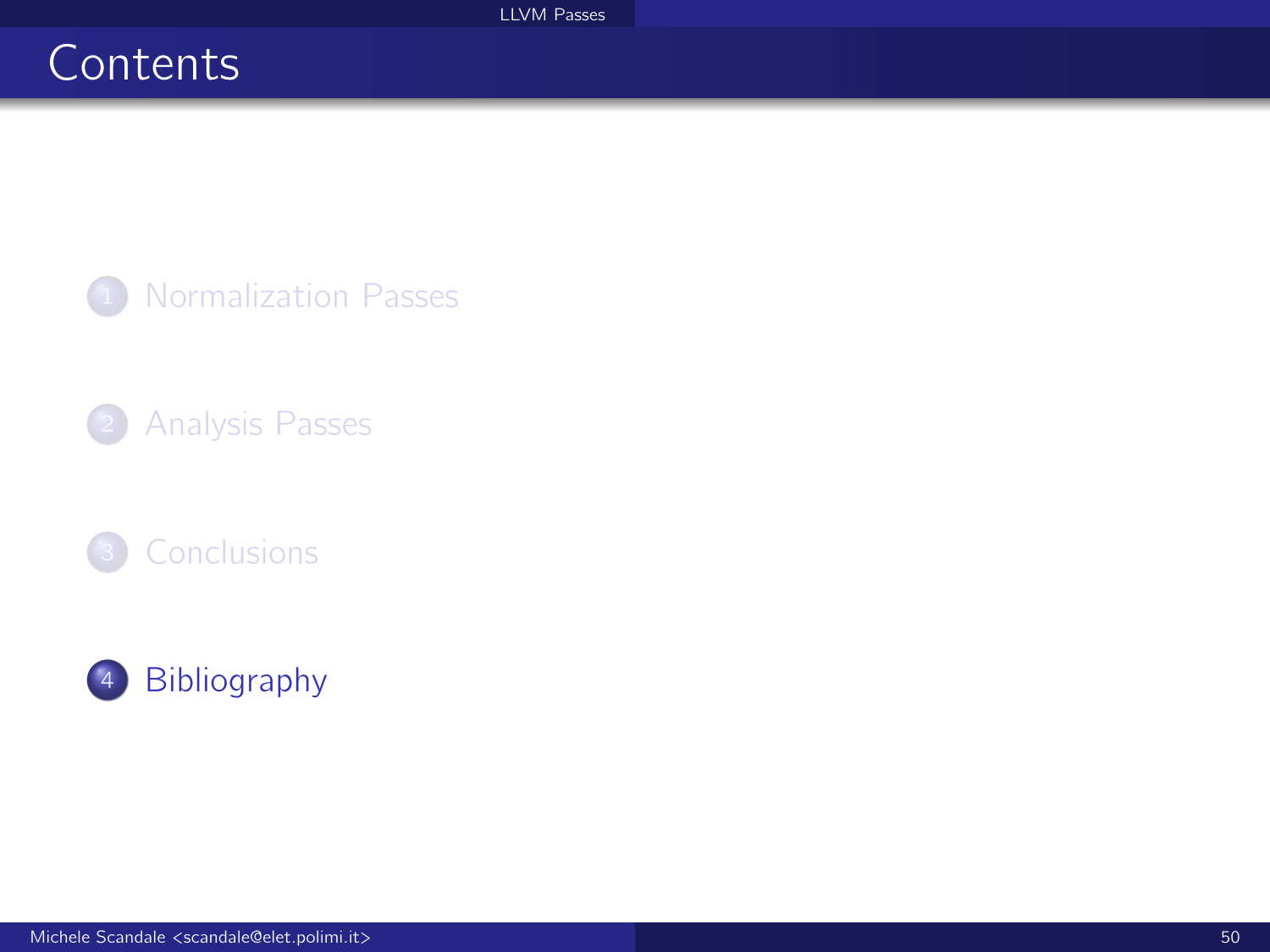# Contents

1. Normalization Passes

2. Analysis Passes

3. Conclusions

4. Bibliography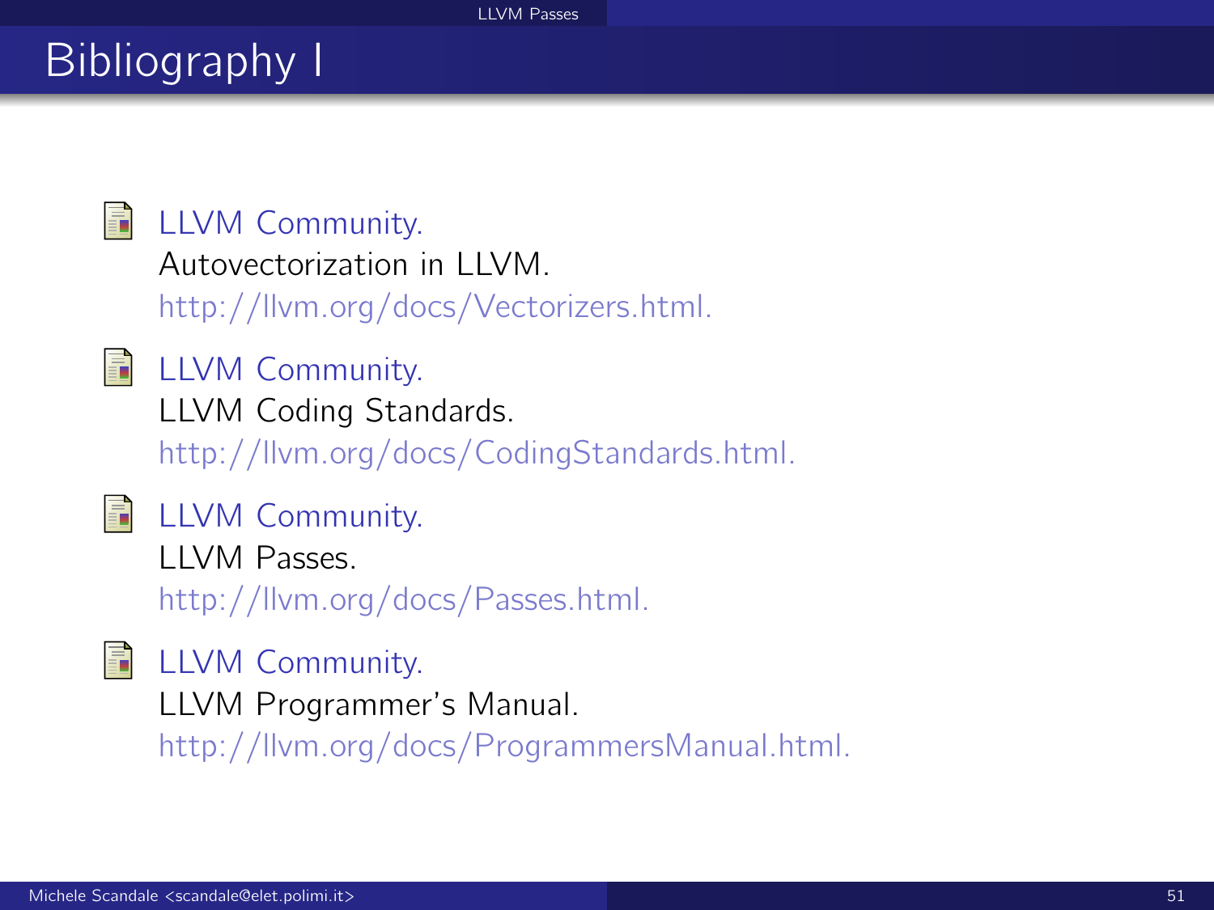# Bibliography I

- LLVM Community.
  Autovectorization in LLVM.
  http://llvm.org/docs/Vectorizers.html.

- LLVM Community.
  LLVM Coding Standards.
  http://llvm.org/docs/CodingStandards.html.

- LLVM Community.
  LLVM Passes.
  http://llvm.org/docs/Passes.html.

- LLVM Community.
  LLVM Programmer's Manual.
  http://llvm.org/docs/ProgrammersManual.html.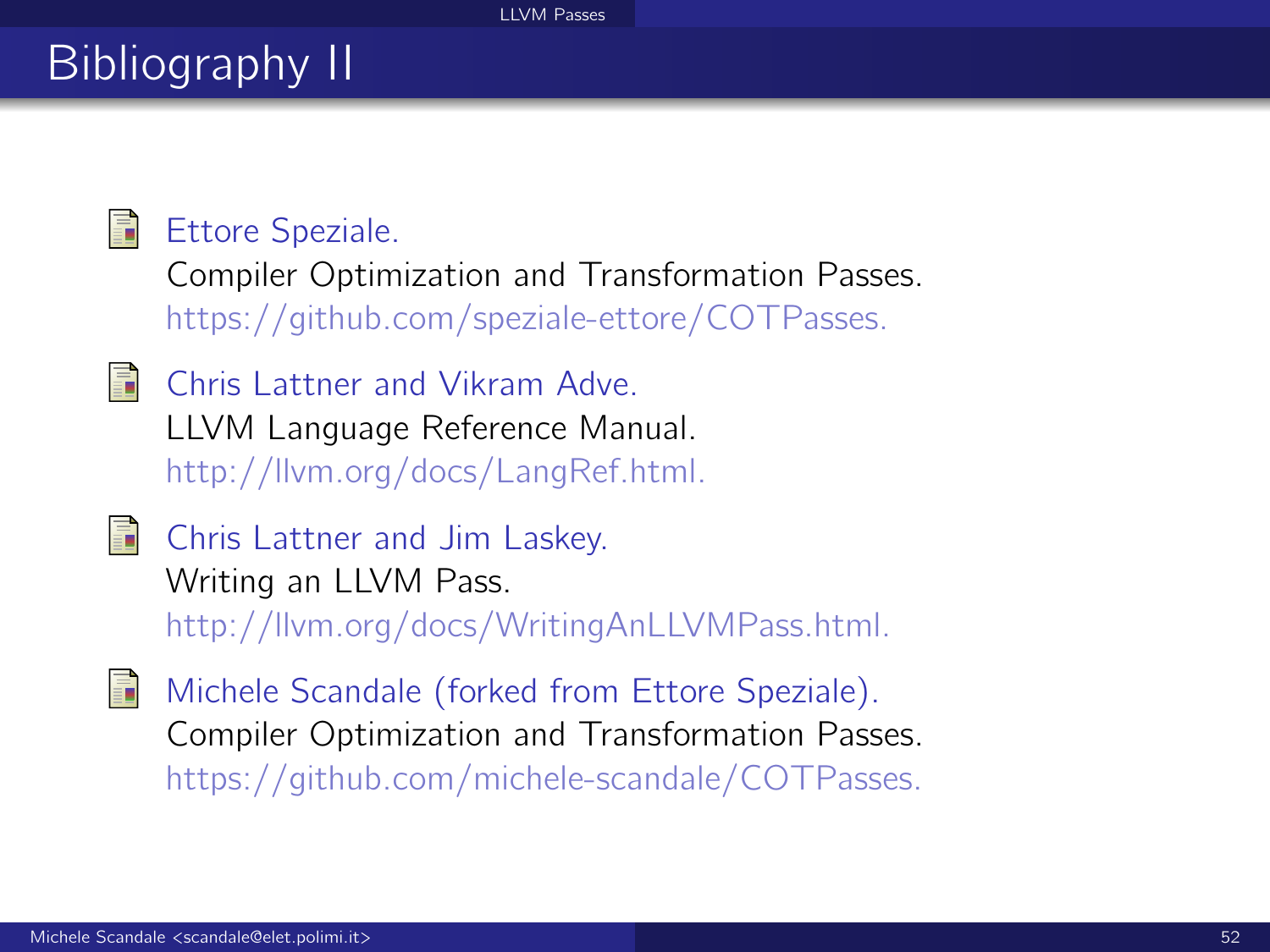# Bibliography II

- Ettore Speziale.
  Compiler Optimization and Transformation Passes.
  https://github.com/speziale-ettore/COTPasses.

- Chris Lattner and Vikram Adve.
  LLVM Language Reference Manual.
  http://llvm.org/docs/LangRef.html.

- Chris Lattner and Jim Laskey.
  Writing an LLVM Pass.
  http://llvm.org/docs/WritingAnLLVMPass.html.

- Michele Scandale (forked from Ettore Speziale).
  Compiler Optimization and Transformation Passes.
  https://github.com/michele-scandale/COTPasses.